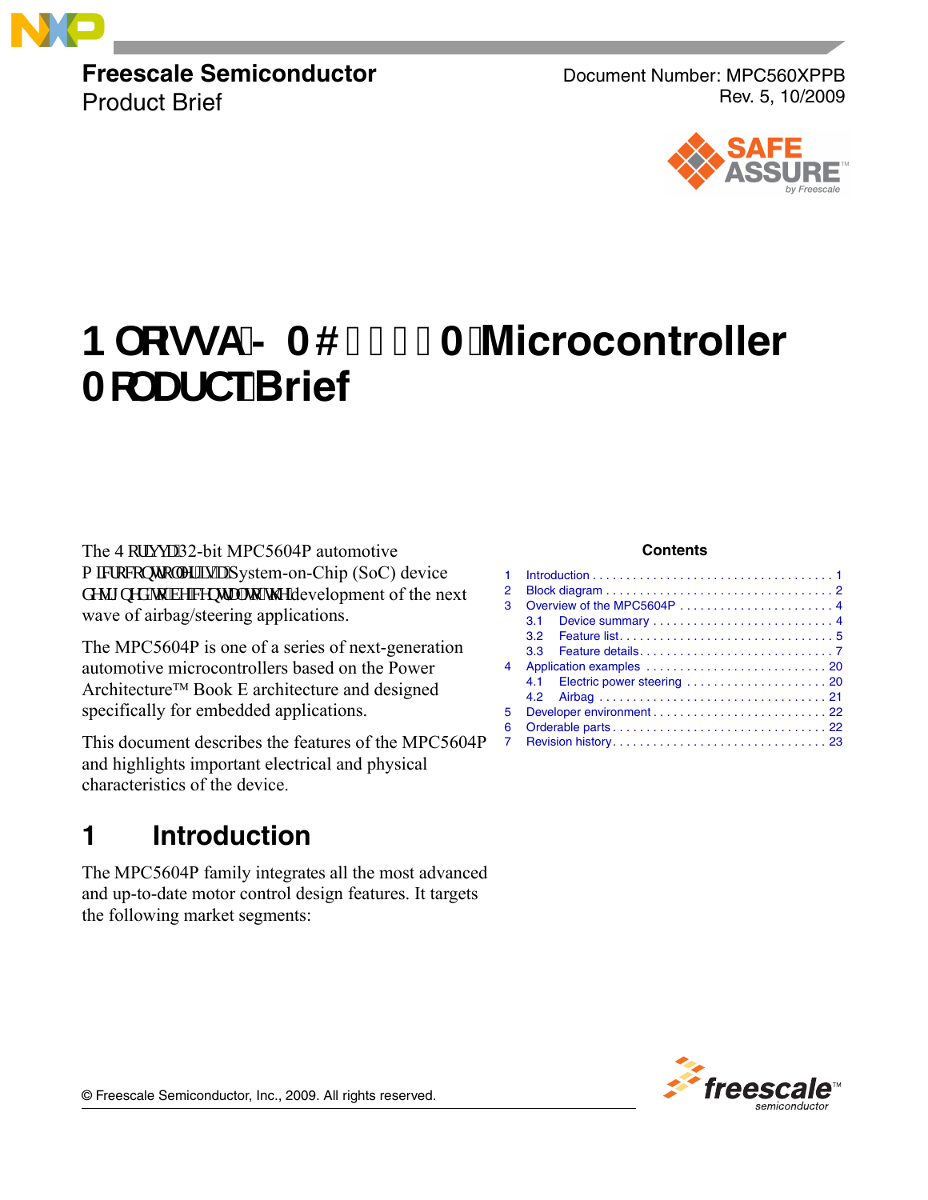Freescale Semiconductor
Product Brief

Document Number: MPC560XPPB
Rev. 5, 10/2009

# Qorivva MPC5604P Microcontroller Product Brief

The Qorivva 32-bit MPC5604P automotive microcontroller is a System-on-Chip (SoC) device designed to be central to the development of the next wave of airbag/steering applications.

The MPC5604P is one of a series of next-generation automotive microcontrollers based on the Power Architecture™ Book E architecture and designed specifically for embedded applications.

This document describes the features of the MPC5604P and highlights important electrical and physical characteristics of the device.

**Contents**

1 Introduction . . . . . . . . . . . . . . . . . . . . . . . . . . . . . . . . . . . 1
2 Block diagram . . . . . . . . . . . . . . . . . . . . . . . . . . . . . . . . . 2
3 Overview of the MPC5604P . . . . . . . . . . . . . . . . . . . . . . 4
 3.1 Device summary . . . . . . . . . . . . . . . . . . . . . . . . . . . 4
 3.2 Feature list. . . . . . . . . . . . . . . . . . . . . . . . . . . . . . . 5
 3.3 Feature details. . . . . . . . . . . . . . . . . . . . . . . . . . . . 7
4 Application examples . . . . . . . . . . . . . . . . . . . . . . . . . 20
 4.1 Electric power steering . . . . . . . . . . . . . . . . . . . . . 20
 4.2 Airbag . . . . . . . . . . . . . . . . . . . . . . . . . . . . . . . . . 21
5 Developer environment . . . . . . . . . . . . . . . . . . . . . . . . . 22
6 Orderable parts . . . . . . . . . . . . . . . . . . . . . . . . . . . . . . 22
7 Revision history . . . . . . . . . . . . . . . . . . . . . . . . . . . . . . 23

## 1 Introduction

The MPC5604P family integrates all the most advanced and up-to-date motor control design features. It targets the following market segments:

© Freescale Semiconductor, Inc., 2009. All rights reserved.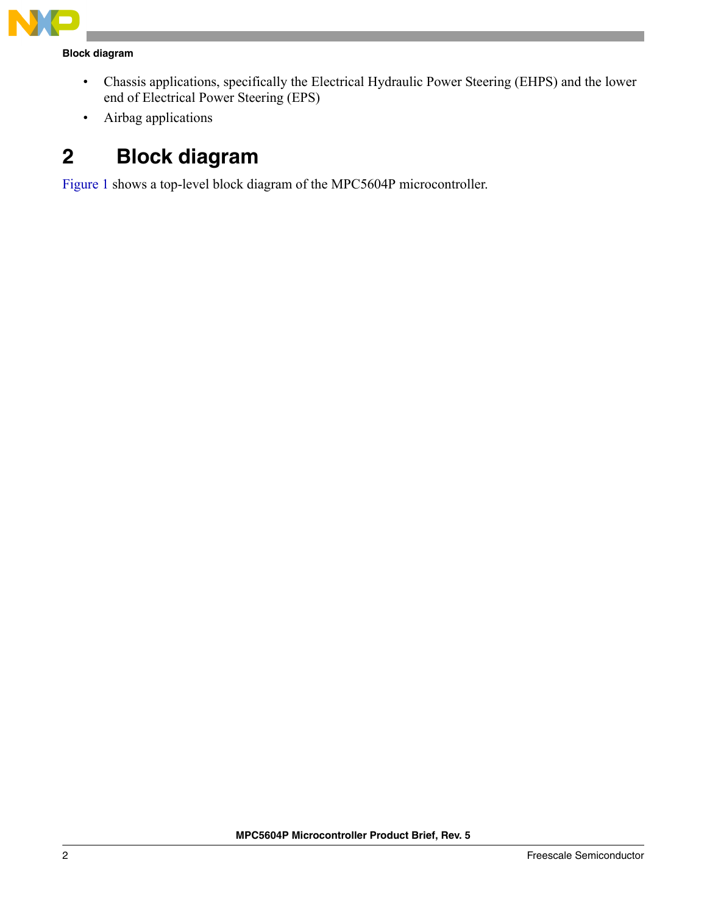- Chassis applications, specifically the Electrical Hydraulic Power Steering (EHPS) and the lower end of Electrical Power Steering (EPS)
- Airbag applications

# 2 Block diagram

Figure 1 shows a top-level block diagram of the MPC5604P microcontroller.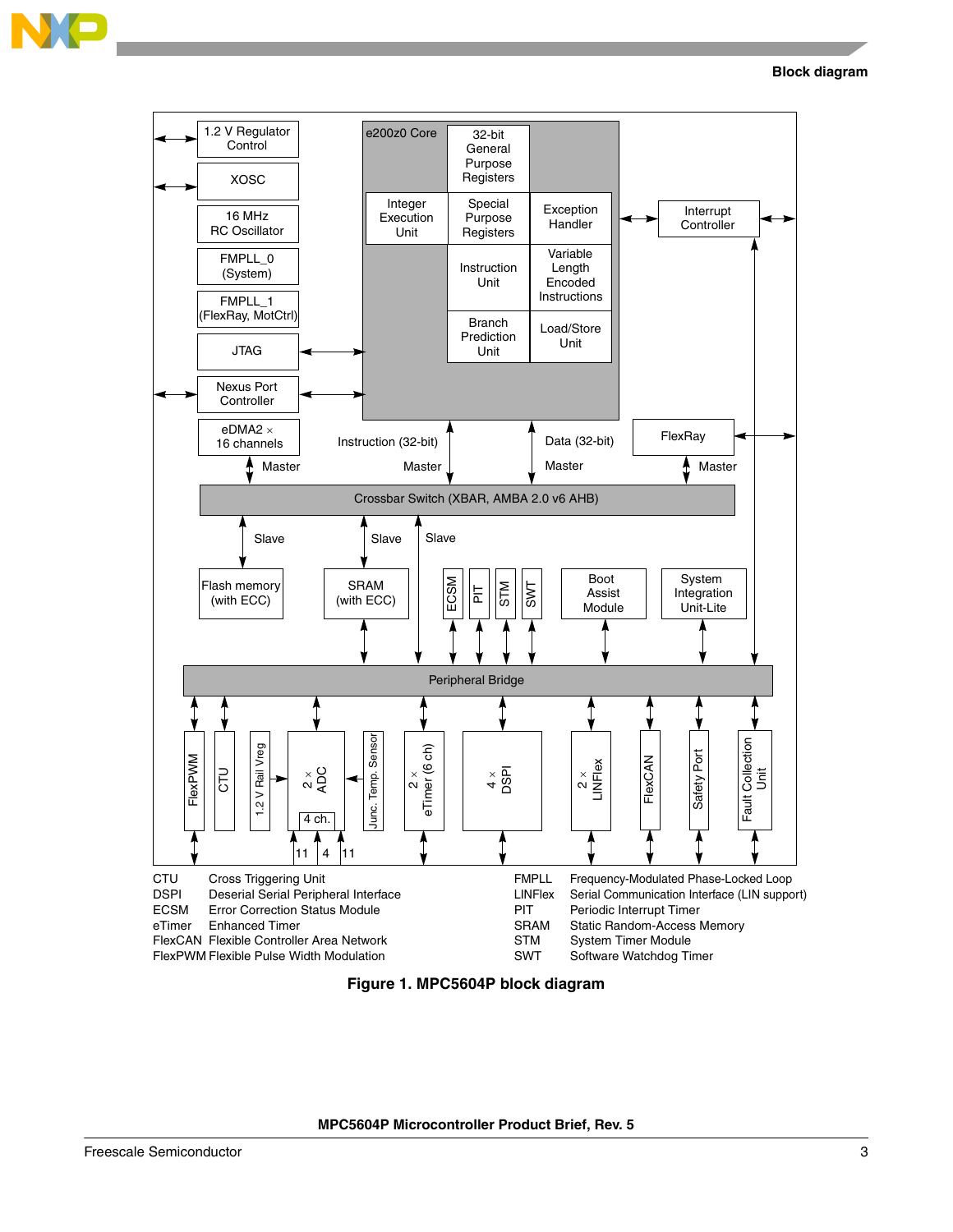| Abbreviation | Meaning |
|---|---|
| CTU | Cross Triggering Unit |
| DSPI | Deserial Serial Peripheral Interface |
| ECSM | Error Correction Status Module |
| eTimer | Enhanced Timer |
| FlexCAN | Flexible Controller Area Network |
| FlexPWM | Flexible Pulse Width Modulation |
| FMPLL | Frequency-Modulated Phase-Locked Loop |
| LINFlex | Serial Communication Interface (LIN support) |
| PIT | Periodic Interrupt Timer |
| SRAM | Static Random-Access Memory |
| STM | System Timer Module |
| SWT | Software Watchdog Timer |

**Figure 1. MPC5604P block diagram**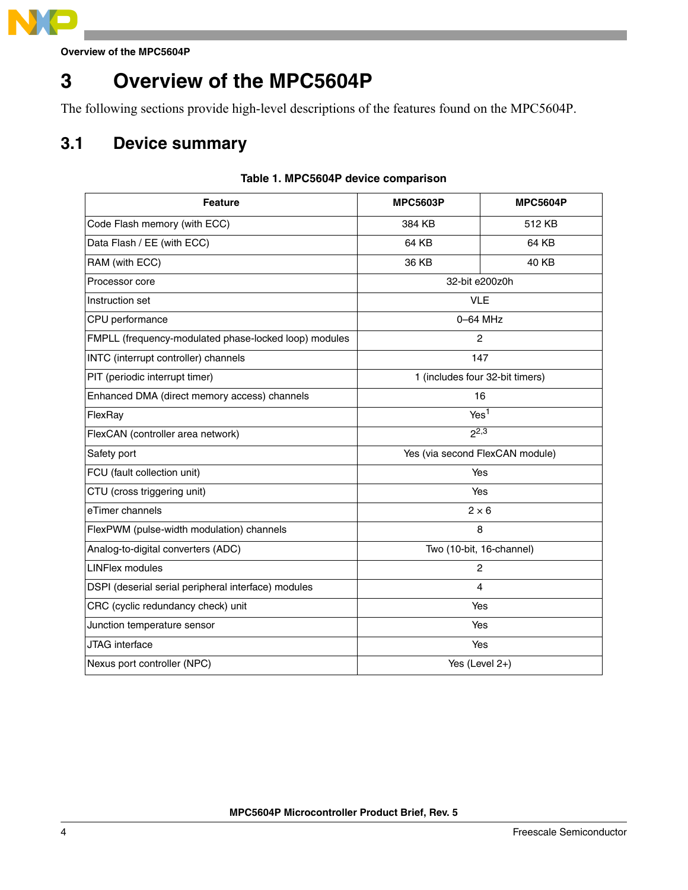# 3 Overview of the MPC5604P

The following sections provide high-level descriptions of the features found on the MPC5604P.

## 3.1 Device summary

**Table 1. MPC5604P device comparison**

| Feature | MPC5603P | MPC5604P |
|---|---|---|
| Code Flash memory (with ECC) | 384 KB | 512 KB |
| Data Flash / EE (with ECC) | 64 KB | 64 KB |
| RAM (with ECC) | 36 KB | 40 KB |
| Processor core | 32-bit e200z0h | |
| Instruction set | VLE | |
| CPU performance | 0–64 MHz | |
| FMPLL (frequency-modulated phase-locked loop) modules | 2 | |
| INTC (interrupt controller) channels | 147 | |
| PIT (periodic interrupt timer) | 1 (includes four 32-bit timers) | |
| Enhanced DMA (direct memory access) channels | 16 | |
| FlexRay | Yes[1] | |
| FlexCAN (controller area network) | 2[2,3] | |
| Safety port | Yes (via second FlexCAN module) | |
| FCU (fault collection unit) | Yes | |
| CTU (cross triggering unit) | Yes | |
| eTimer channels | 2 × 6 | |
| FlexPWM (pulse-width modulation) channels | 8 | |
| Analog-to-digital converters (ADC) | Two (10-bit, 16-channel) | |
| LINFlex modules | 2 | |
| DSPI (deserial serial peripheral interface) modules | 4 | |
| CRC (cyclic redundancy check) unit | Yes | |
| Junction temperature sensor | Yes | |
| JTAG interface | Yes | |
| Nexus port controller (NPC) | Yes (Level 2+) | |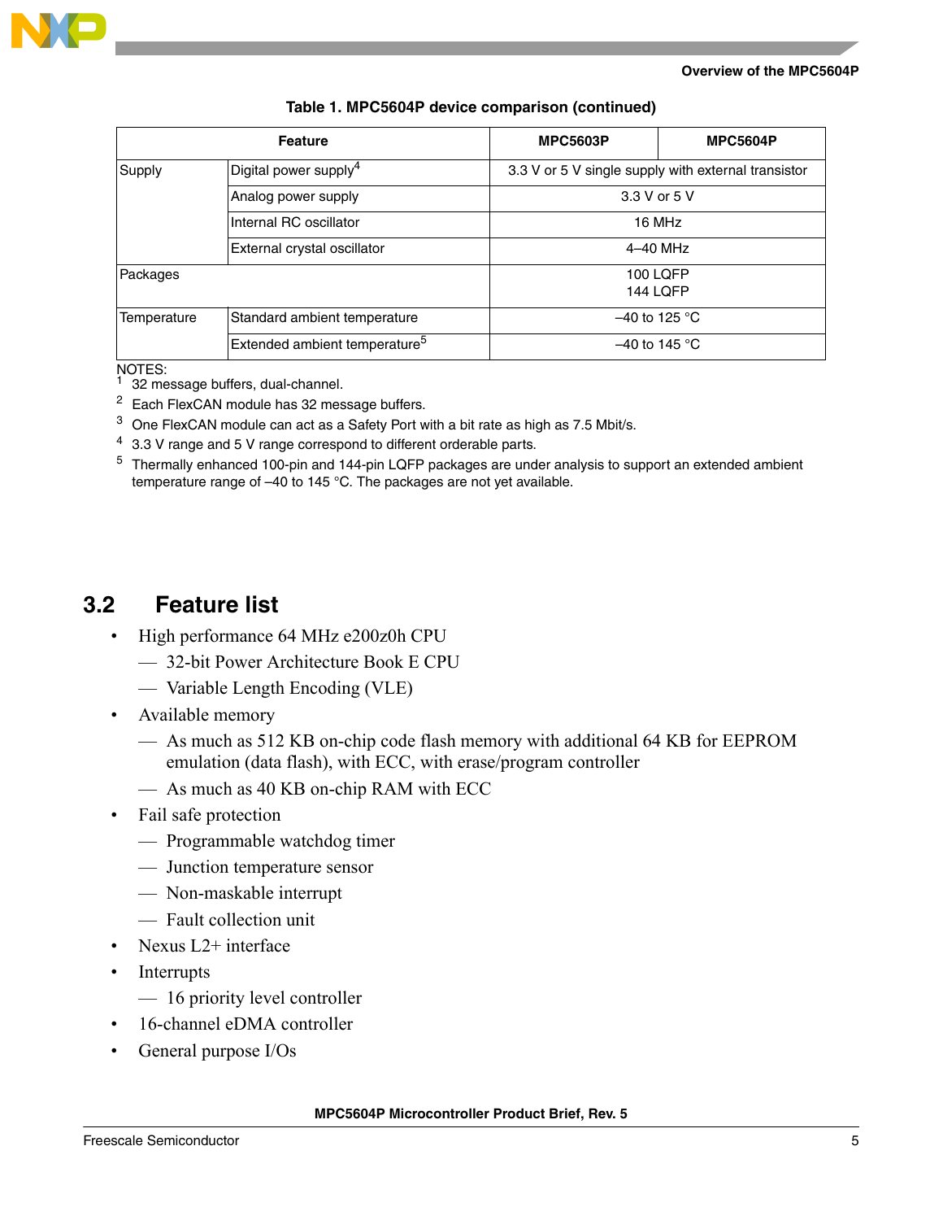**Table 1. MPC5604P device comparison (continued)**

| Feature | | MPC5603P | MPC5604P |
|---|---|---|---|
| Supply | Digital power supply[4] | 3.3 V or 5 V single supply with external transistor | |
| | Analog power supply | 3.3 V or 5 V | |
| | Internal RC oscillator | 16 MHz | |
| | External crystal oscillator | 4–40 MHz | |
| Packages | | 100 LQFP<br>144 LQFP | |
| Temperature | Standard ambient temperature | –40 to 125 °C | |
| | Extended ambient temperature[5] | –40 to 145 °C | |

NOTES:
1. 32 message buffers, dual-channel.
2. Each FlexCAN module has 32 message buffers.
3. One FlexCAN module can act as a Safety Port with a bit rate as high as 7.5 Mbit/s.
4. 3.3 V range and 5 V range correspond to different orderable parts.
5. Thermally enhanced 100-pin and 144-pin LQFP packages are under analysis to support an extended ambient temperature range of –40 to 145 °C. The packages are not yet available.

## 3.2 Feature list

- High performance 64 MHz e200z0h CPU
  - 32-bit Power Architecture Book E CPU
  - Variable Length Encoding (VLE)
- Available memory
  - As much as 512 KB on-chip code flash memory with additional 64 KB for EEPROM emulation (data flash), with ECC, with erase/program controller
  - As much as 40 KB on-chip RAM with ECC
- Fail safe protection
  - Programmable watchdog timer
  - Junction temperature sensor
  - Non-maskable interrupt
  - Fault collection unit
- Nexus L2+ interface
- Interrupts
  - 16 priority level controller
- 16-channel eDMA controller
- General purpose I/Os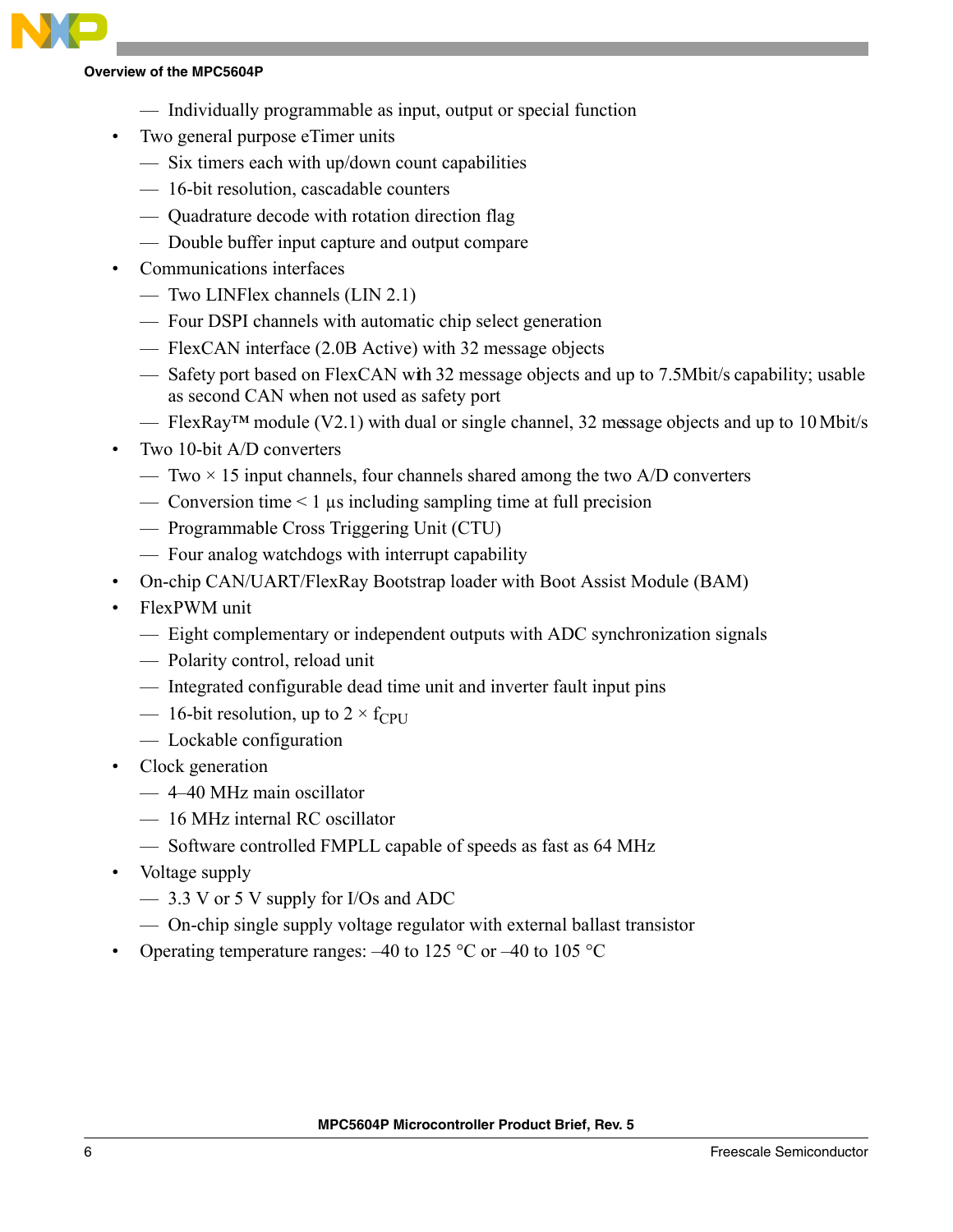- Individually programmable as input, output or special function
- Two general purpose eTimer units
    - Six timers each with up/down count capabilities
    - 16-bit resolution, cascadable counters
    - Quadrature decode with rotation direction flag
    - Double buffer input capture and output compare
- Communications interfaces
    - Two LINFlex channels (LIN 2.1)
    - Four DSPI channels with automatic chip select generation
    - FlexCAN interface (2.0B Active) with 32 message objects
    - Safety port based on FlexCAN with 32 message objects and up to 7.5Mbit/s capability; usable as second CAN when not used as safety port
    - FlexRay™ module (V2.1) with dual or single channel, 32 message objects and up to 10 Mbit/s
- Two 10-bit A/D converters
    - Two × 15 input channels, four channels shared among the two A/D converters
    - Conversion time < 1 µs including sampling time at full precision
    - Programmable Cross Triggering Unit (CTU)
    - Four analog watchdogs with interrupt capability
- On-chip CAN/UART/FlexRay Bootstrap loader with Boot Assist Module (BAM)
- FlexPWM unit
    - Eight complementary or independent outputs with ADC synchronization signals
    - Polarity control, reload unit
    - Integrated configurable dead time unit and inverter fault input pins
    - 16-bit resolution, up to 2 × $f_{CPU}$
    - Lockable configuration
- Clock generation
    - 4–40 MHz main oscillator
    - 16 MHz internal RC oscillator
    - Software controlled FMPLL capable of speeds as fast as 64 MHz
- Voltage supply
    - 3.3 V or 5 V supply for I/Os and ADC
    - On-chip single supply voltage regulator with external ballast transistor
- Operating temperature ranges: –40 to 125 °C or –40 to 105 °C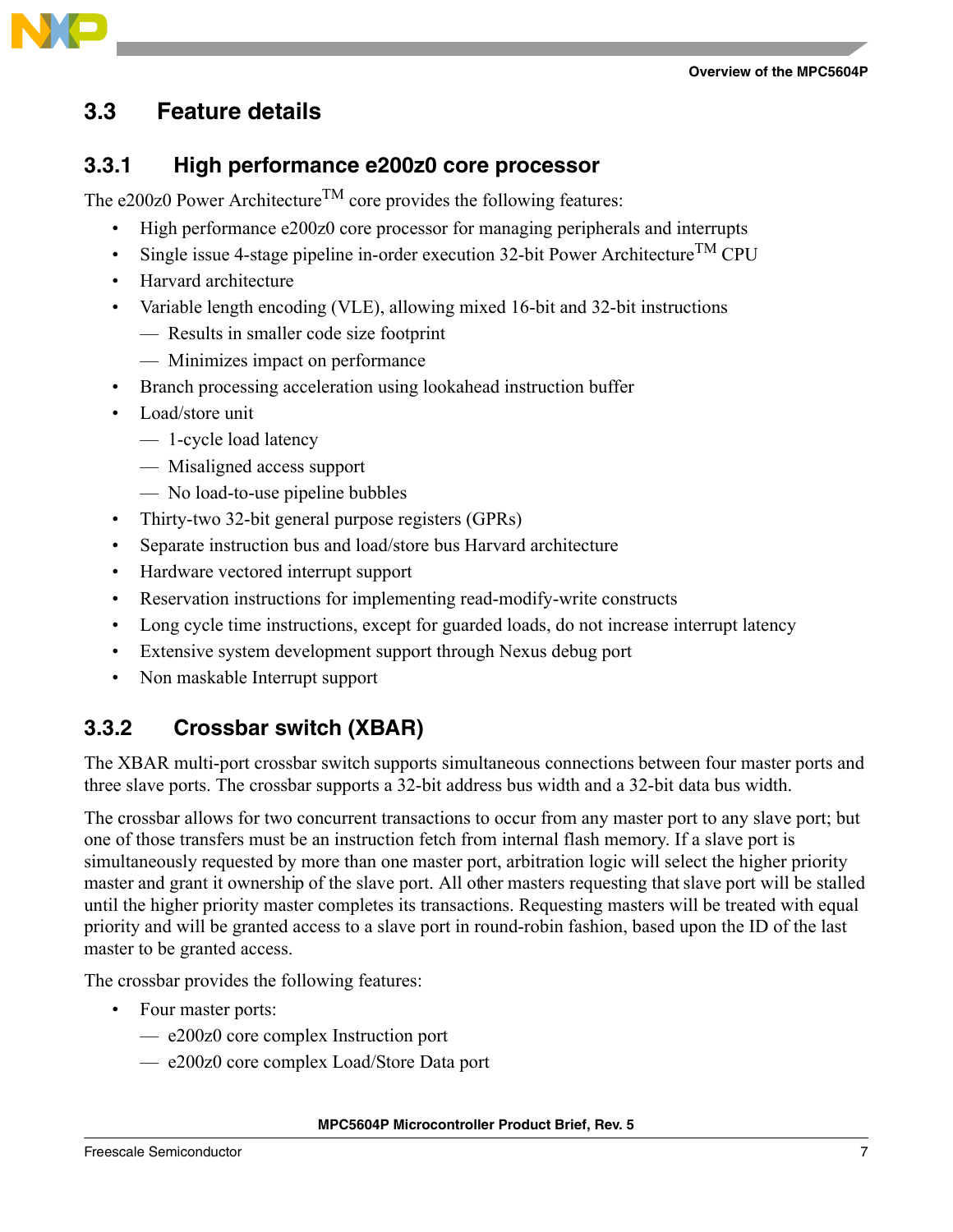## 3.3 Feature details

### 3.3.1 High performance e200z0 core processor

The e200z0 Power Architecture$^{TM}$ core provides the following features:

- High performance e200z0 core processor for managing peripherals and interrupts
- Single issue 4-stage pipeline in-order execution 32-bit Power Architecture$^{TM}$ CPU
- Harvard architecture
- Variable length encoding (VLE), allowing mixed 16-bit and 32-bit instructions
  - Results in smaller code size footprint
  - Minimizes impact on performance
- Branch processing acceleration using lookahead instruction buffer
- Load/store unit
  - 1-cycle load latency
  - Misaligned access support
  - No load-to-use pipeline bubbles
- Thirty-two 32-bit general purpose registers (GPRs)
- Separate instruction bus and load/store bus Harvard architecture
- Hardware vectored interrupt support
- Reservation instructions for implementing read-modify-write constructs
- Long cycle time instructions, except for guarded loads, do not increase interrupt latency
- Extensive system development support through Nexus debug port
- Non maskable Interrupt support

### 3.3.2 Crossbar switch (XBAR)

The XBAR multi-port crossbar switch supports simultaneous connections between four master ports and three slave ports. The crossbar supports a 32-bit address bus width and a 32-bit data bus width.

The crossbar allows for two concurrent transactions to occur from any master port to any slave port; but one of those transfers must be an instruction fetch from internal flash memory. If a slave port is simultaneously requested by more than one master port, arbitration logic will select the higher priority master and grant it ownership of the slave port. All other masters requesting that slave port will be stalled until the higher priority master completes its transactions. Requesting masters will be treated with equal priority and will be granted access to a slave port in round-robin fashion, based upon the ID of the last master to be granted access.

The crossbar provides the following features:

- Four master ports:
  - e200z0 core complex Instruction port
  - e200z0 core complex Load/Store Data port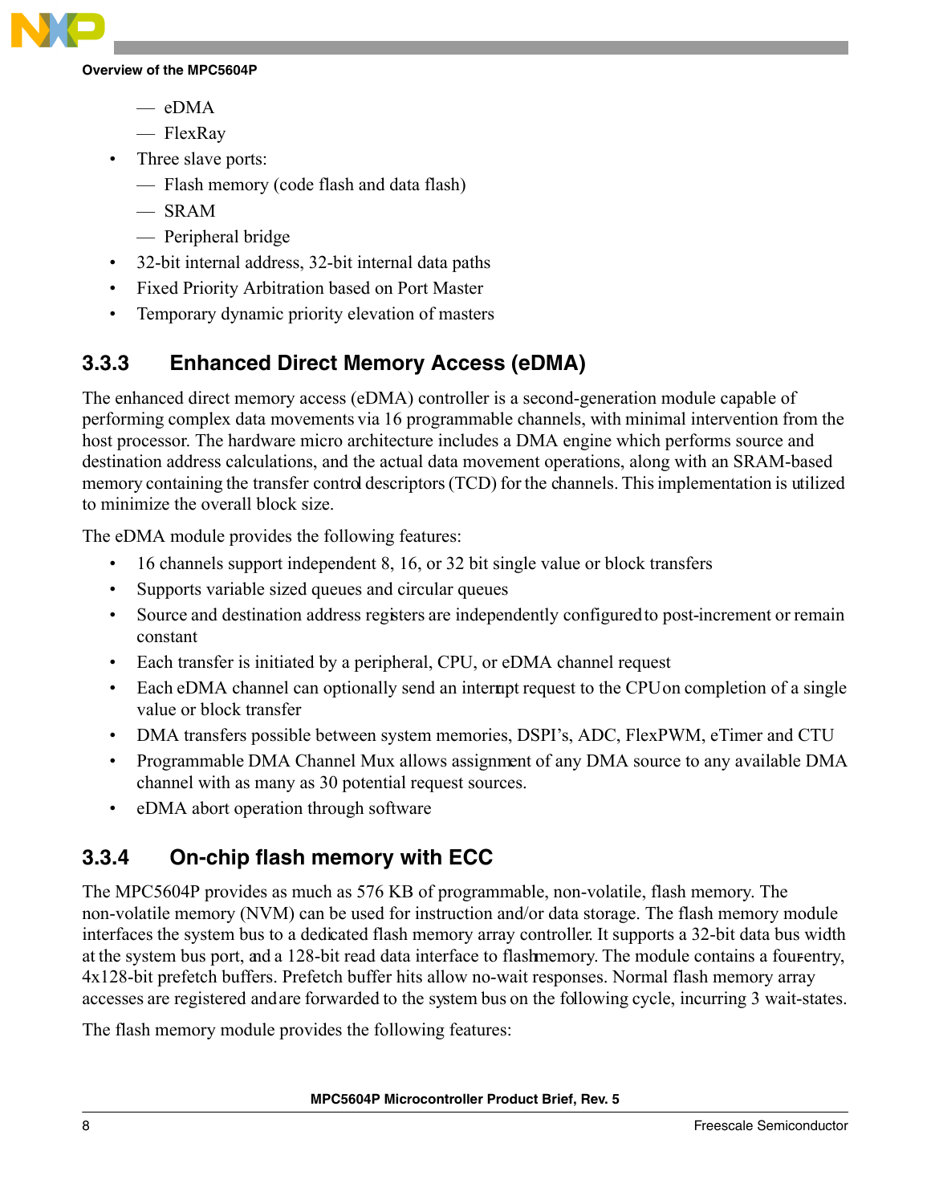- eDMA
  - FlexRay
- Three slave ports:
  - Flash memory (code flash and data flash)
  - SRAM
  - Peripheral bridge
- 32-bit internal address, 32-bit internal data paths
- Fixed Priority Arbitration based on Port Master
- Temporary dynamic priority elevation of masters

### 3.3.3 Enhanced Direct Memory Access (eDMA)

The enhanced direct memory access (eDMA) controller is a second-generation module capable of performing complex data movements via 16 programmable channels, with minimal intervention from the host processor. The hardware micro architecture includes a DMA engine which performs source and destination address calculations, and the actual data movement operations, along with an SRAM-based memory containing the transfer control descriptors (TCD) for the channels. This implementation is utilized to minimize the overall block size.

The eDMA module provides the following features:

- 16 channels support independent 8, 16, or 32 bit single value or block transfers
- Supports variable sized queues and circular queues
- Source and destination address registers are independently configured to post-increment or remain constant
- Each transfer is initiated by a peripheral, CPU, or eDMA channel request
- Each eDMA channel can optionally send an interrupt request to the CPU on completion of a single value or block transfer
- DMA transfers possible between system memories, DSPI's, ADC, FlexPWM, eTimer and CTU
- Programmable DMA Channel Mux allows assignment of any DMA source to any available DMA channel with as many as 30 potential request sources.
- eDMA abort operation through software

### 3.3.4 On-chip flash memory with ECC

The MPC5604P provides as much as 576 KB of programmable, non-volatile, flash memory. The non-volatile memory (NVM) can be used for instruction and/or data storage. The flash memory module interfaces the system bus to a dedicated flash memory array controller. It supports a 32-bit data bus width at the system bus port, and a 128-bit read data interface to flash memory. The module contains a four-entry, 4x128-bit prefetch buffers. Prefetch buffer hits allow no-wait responses. Normal flash memory array accesses are registered and are forwarded to the system bus on the following cycle, incurring 3 wait-states.

The flash memory module provides the following features: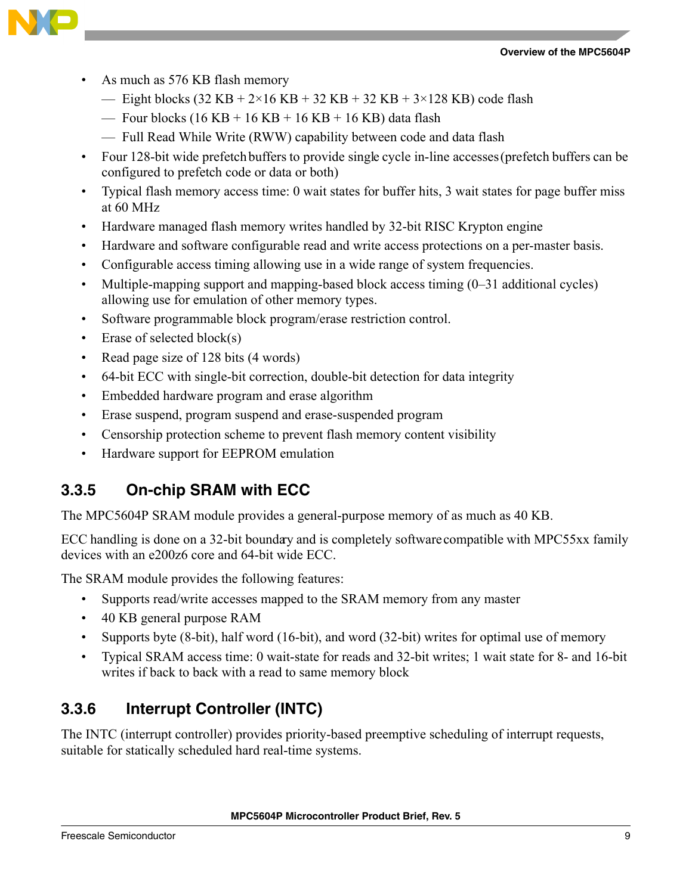- As much as 576 KB flash memory
  - Eight blocks (32 KB + 2×16 KB + 32 KB + 32 KB + 3×128 KB) code flash
  - Four blocks (16 KB + 16 KB + 16 KB + 16 KB) data flash
  - Full Read While Write (RWW) capability between code and data flash
- Four 128-bit wide prefetch buffers to provide single cycle in-line accesses (prefetch buffers can be configured to prefetch code or data or both)
- Typical flash memory access time: 0 wait states for buffer hits, 3 wait states for page buffer miss at 60 MHz
- Hardware managed flash memory writes handled by 32-bit RISC Krypton engine
- Hardware and software configurable read and write access protections on a per-master basis.
- Configurable access timing allowing use in a wide range of system frequencies.
- Multiple-mapping support and mapping-based block access timing (0–31 additional cycles) allowing use for emulation of other memory types.
- Software programmable block program/erase restriction control.
- Erase of selected block(s)
- Read page size of 128 bits (4 words)
- 64-bit ECC with single-bit correction, double-bit detection for data integrity
- Embedded hardware program and erase algorithm
- Erase suspend, program suspend and erase-suspended program
- Censorship protection scheme to prevent flash memory content visibility
- Hardware support for EEPROM emulation

### 3.3.5 On-chip SRAM with ECC

The MPC5604P SRAM module provides a general-purpose memory of as much as 40 KB.

ECC handling is done on a 32-bit boundary and is completely software compatible with MPC55xx family devices with an e200z6 core and 64-bit wide ECC.

The SRAM module provides the following features:

- Supports read/write accesses mapped to the SRAM memory from any master
- 40 KB general purpose RAM
- Supports byte (8-bit), half word (16-bit), and word (32-bit) writes for optimal use of memory
- Typical SRAM access time: 0 wait-state for reads and 32-bit writes; 1 wait state for 8- and 16-bit writes if back to back with a read to same memory block

### 3.3.6 Interrupt Controller (INTC)

The INTC (interrupt controller) provides priority-based preemptive scheduling of interrupt requests, suitable for statically scheduled hard real-time systems.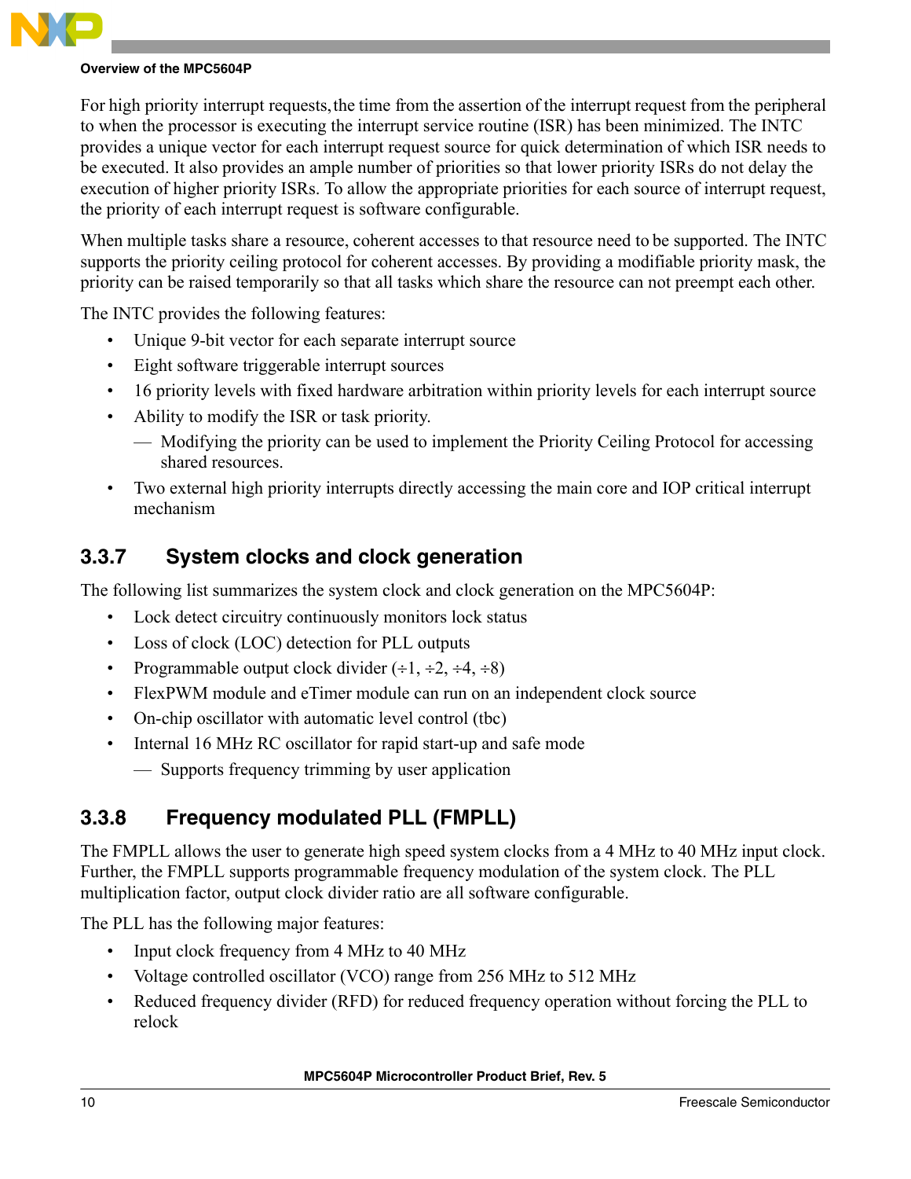For high priority interrupt requests, the time from the assertion of the interrupt request from the peripheral to when the processor is executing the interrupt service routine (ISR) has been minimized. The INTC provides a unique vector for each interrupt request source for quick determination of which ISR needs to be executed. It also provides an ample number of priorities so that lower priority ISRs do not delay the execution of higher priority ISRs. To allow the appropriate priorities for each source of interrupt request, the priority of each interrupt request is software configurable.

When multiple tasks share a resource, coherent accesses to that resource need to be supported. The INTC supports the priority ceiling protocol for coherent accesses. By providing a modifiable priority mask, the priority can be raised temporarily so that all tasks which share the resource can not preempt each other.

The INTC provides the following features:

- Unique 9-bit vector for each separate interrupt source
- Eight software triggerable interrupt sources
- 16 priority levels with fixed hardware arbitration within priority levels for each interrupt source
- Ability to modify the ISR or task priority.
  - Modifying the priority can be used to implement the Priority Ceiling Protocol for accessing shared resources.
- Two external high priority interrupts directly accessing the main core and IOP critical interrupt mechanism

### 3.3.7 System clocks and clock generation

The following list summarizes the system clock and clock generation on the MPC5604P:

- Lock detect circuitry continuously monitors lock status
- Loss of clock (LOC) detection for PLL outputs
- Programmable output clock divider (÷1, ÷2, ÷4, ÷8)
- FlexPWM module and eTimer module can run on an independent clock source
- On-chip oscillator with automatic level control (tbc)
- Internal 16 MHz RC oscillator for rapid start-up and safe mode
  - Supports frequency trimming by user application

### 3.3.8 Frequency modulated PLL (FMPLL)

The FMPLL allows the user to generate high speed system clocks from a 4 MHz to 40 MHz input clock. Further, the FMPLL supports programmable frequency modulation of the system clock. The PLL multiplication factor, output clock divider ratio are all software configurable.

The PLL has the following major features:

- Input clock frequency from 4 MHz to 40 MHz
- Voltage controlled oscillator (VCO) range from 256 MHz to 512 MHz
- Reduced frequency divider (RFD) for reduced frequency operation without forcing the PLL to relock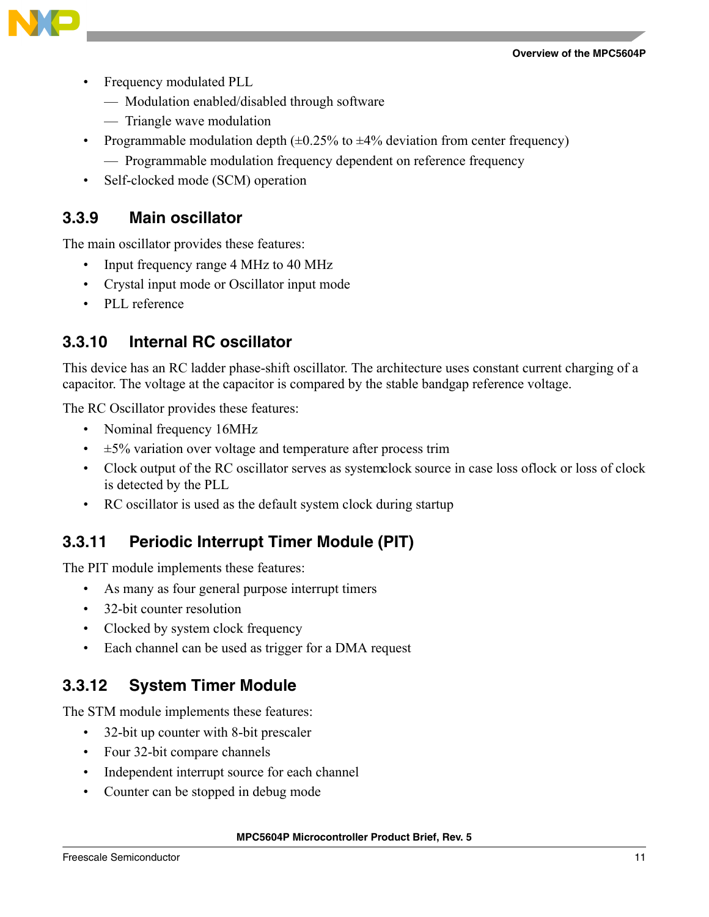- Frequency modulated PLL
  - Modulation enabled/disabled through software
  - Triangle wave modulation
- Programmable modulation depth (±0.25% to ±4% deviation from center frequency)
  - Programmable modulation frequency dependent on reference frequency
- Self-clocked mode (SCM) operation

### 3.3.9 Main oscillator

The main oscillator provides these features:

- Input frequency range 4 MHz to 40 MHz
- Crystal input mode or Oscillator input mode
- PLL reference

### 3.3.10 Internal RC oscillator

This device has an RC ladder phase-shift oscillator. The architecture uses constant current charging of a capacitor. The voltage at the capacitor is compared by the stable bandgap reference voltage.

The RC Oscillator provides these features:

- Nominal frequency 16MHz
- ±5% variation over voltage and temperature after process trim
- Clock output of the RC oscillator serves as systemclock source in case loss oflock or loss of clock is detected by the PLL
- RC oscillator is used as the default system clock during startup

### 3.3.11 Periodic Interrupt Timer Module (PIT)

The PIT module implements these features:

- As many as four general purpose interrupt timers
- 32-bit counter resolution
- Clocked by system clock frequency
- Each channel can be used as trigger for a DMA request

### 3.3.12 System Timer Module

The STM module implements these features:

- 32-bit up counter with 8-bit prescaler
- Four 32-bit compare channels
- Independent interrupt source for each channel
- Counter can be stopped in debug mode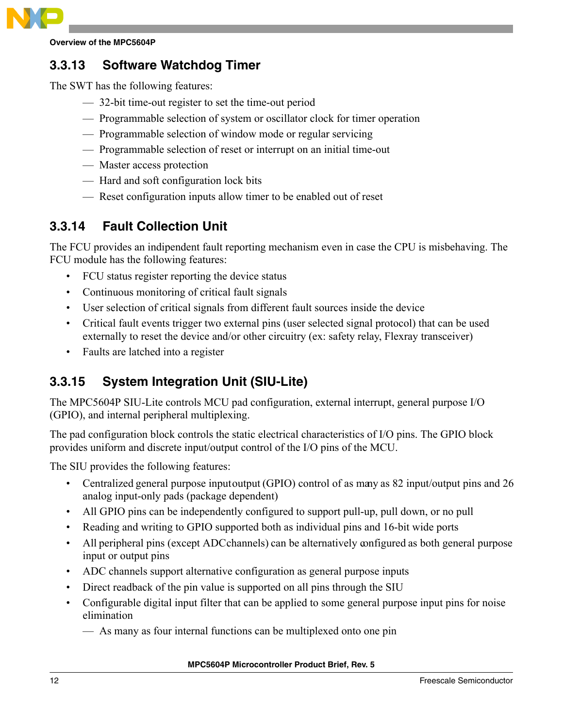### 3.3.13 Software Watchdog Timer

The SWT has the following features:

- 32-bit time-out register to set the time-out period
- Programmable selection of system or oscillator clock for timer operation
- Programmable selection of window mode or regular servicing
- Programmable selection of reset or interrupt on an initial time-out
- Master access protection
- Hard and soft configuration lock bits
- Reset configuration inputs allow timer to be enabled out of reset

### 3.3.14 Fault Collection Unit

The FCU provides an indipendent fault reporting mechanism even in case the CPU is misbehaving. The FCU module has the following features:

- FCU status register reporting the device status
- Continuous monitoring of critical fault signals
- User selection of critical signals from different fault sources inside the device
- Critical fault events trigger two external pins (user selected signal protocol) that can be used externally to reset the device and/or other circuitry (ex: safety relay, Flexray transceiver)
- Faults are latched into a register

### 3.3.15 System Integration Unit (SIU-Lite)

The MPC5604P SIU-Lite controls MCU pad configuration, external interrupt, general purpose I/O (GPIO), and internal peripheral multiplexing.

The pad configuration block controls the static electrical characteristics of I/O pins. The GPIO block provides uniform and discrete input/output control of the I/O pins of the MCU.

The SIU provides the following features:

- Centralized general purpose inputoutput (GPIO) control of as many as 82 input/output pins and 26 analog input-only pads (package dependent)
- All GPIO pins can be independently configured to support pull-up, pull down, or no pull
- Reading and writing to GPIO supported both as individual pins and 16-bit wide ports
- All peripheral pins (except ADC channels) can be alternatively configured as both general purpose input or output pins
- ADC channels support alternative configuration as general purpose inputs
- Direct readback of the pin value is supported on all pins through the SIU
- Configurable digital input filter that can be applied to some general purpose input pins for noise elimination
  - As many as four internal functions can be multiplexed onto one pin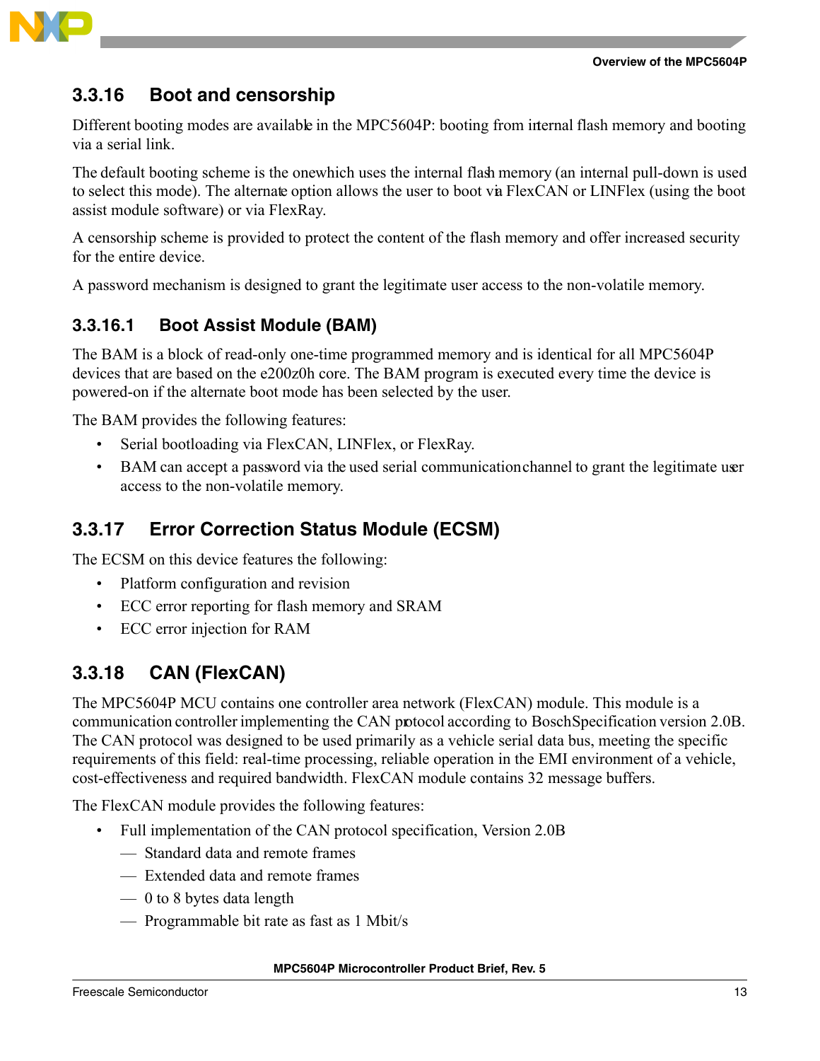### 3.3.16 Boot and censorship

Different booting modes are available in the MPC5604P: booting from internal flash memory and booting via a serial link.

The default booting scheme is the one which uses the internal flash memory (an internal pull-down is used to select this mode). The alternate option allows the user to boot via FlexCAN or LINFlex (using the boot assist module software) or via FlexRay.

A censorship scheme is provided to protect the content of the flash memory and offer increased security for the entire device.

A password mechanism is designed to grant the legitimate user access to the non-volatile memory.

#### 3.3.16.1 Boot Assist Module (BAM)

The BAM is a block of read-only one-time programmed memory and is identical for all MPC5604P devices that are based on the e200z0h core. The BAM program is executed every time the device is powered-on if the alternate boot mode has been selected by the user.

The BAM provides the following features:

- Serial bootloading via FlexCAN, LINFlex, or FlexRay.
- BAM can accept a password via the used serial communication channel to grant the legitimate user access to the non-volatile memory.

### 3.3.17 Error Correction Status Module (ECSM)

The ECSM on this device features the following:

- Platform configuration and revision
- ECC error reporting for flash memory and SRAM
- ECC error injection for RAM

### 3.3.18 CAN (FlexCAN)

The MPC5604P MCU contains one controller area network (FlexCAN) module. This module is a communication controller implementing the CAN protocol according to Bosch Specification version 2.0B. The CAN protocol was designed to be used primarily as a vehicle serial data bus, meeting the specific requirements of this field: real-time processing, reliable operation in the EMI environment of a vehicle, cost-effectiveness and required bandwidth. FlexCAN module contains 32 message buffers.

The FlexCAN module provides the following features:

- Full implementation of the CAN protocol specification, Version 2.0B
  - Standard data and remote frames
  - Extended data and remote frames
  - 0 to 8 bytes data length
  - Programmable bit rate as fast as 1 Mbit/s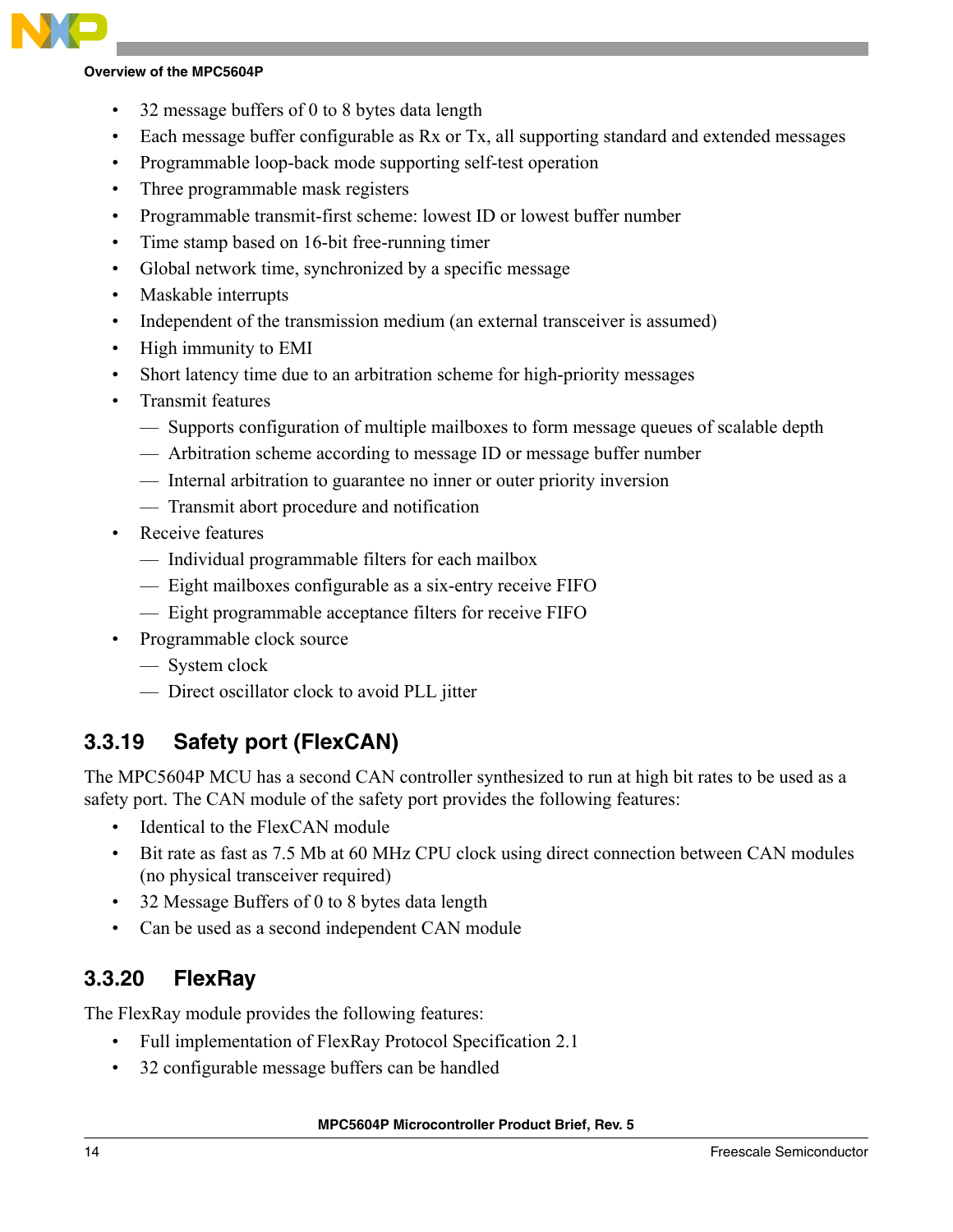- 32 message buffers of 0 to 8 bytes data length
- Each message buffer configurable as Rx or Tx, all supporting standard and extended messages
- Programmable loop-back mode supporting self-test operation
- Three programmable mask registers
- Programmable transmit-first scheme: lowest ID or lowest buffer number
- Time stamp based on 16-bit free-running timer
- Global network time, synchronized by a specific message
- Maskable interrupts
- Independent of the transmission medium (an external transceiver is assumed)
- High immunity to EMI
- Short latency time due to an arbitration scheme for high-priority messages
- Transmit features
  - Supports configuration of multiple mailboxes to form message queues of scalable depth
  - Arbitration scheme according to message ID or message buffer number
  - Internal arbitration to guarantee no inner or outer priority inversion
  - Transmit abort procedure and notification
- Receive features
  - Individual programmable filters for each mailbox
  - Eight mailboxes configurable as a six-entry receive FIFO
  - Eight programmable acceptance filters for receive FIFO
- Programmable clock source
  - System clock
  - Direct oscillator clock to avoid PLL jitter

### 3.3.19 Safety port (FlexCAN)

The MPC5604P MCU has a second CAN controller synthesized to run at high bit rates to be used as a safety port. The CAN module of the safety port provides the following features:

- Identical to the FlexCAN module
- Bit rate as fast as 7.5 Mb at 60 MHz CPU clock using direct connection between CAN modules (no physical transceiver required)
- 32 Message Buffers of 0 to 8 bytes data length
- Can be used as a second independent CAN module

### 3.3.20 FlexRay

The FlexRay module provides the following features:

- Full implementation of FlexRay Protocol Specification 2.1
- 32 configurable message buffers can be handled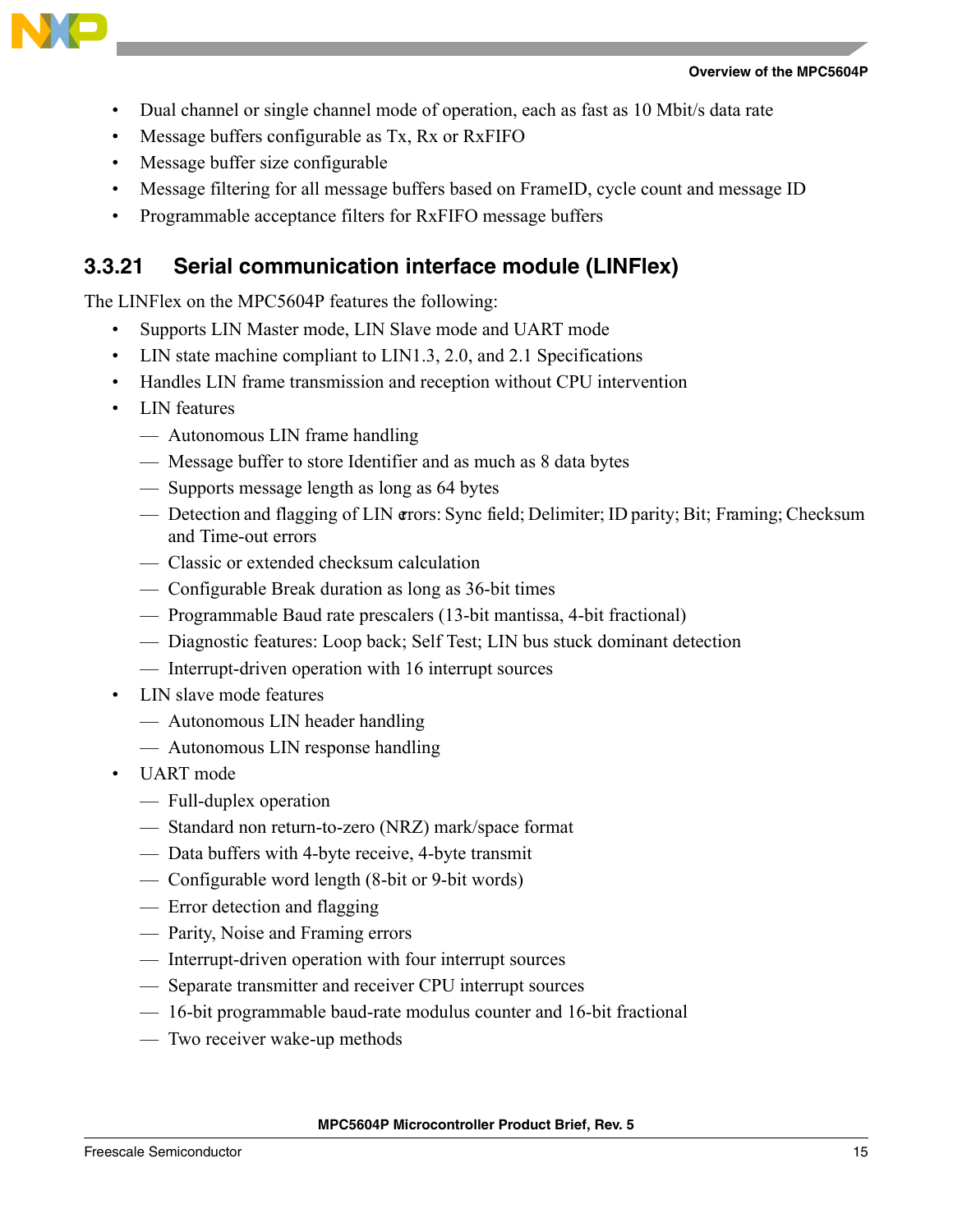- Dual channel or single channel mode of operation, each as fast as 10 Mbit/s data rate
- Message buffers configurable as Tx, Rx or RxFIFO
- Message buffer size configurable
- Message filtering for all message buffers based on FrameID, cycle count and message ID
- Programmable acceptance filters for RxFIFO message buffers

### 3.3.21 Serial communication interface module (LINFlex)

The LINFlex on the MPC5604P features the following:

- Supports LIN Master mode, LIN Slave mode and UART mode
- LIN state machine compliant to LIN1.3, 2.0, and 2.1 Specifications
- Handles LIN frame transmission and reception without CPU intervention
- LIN features
  - Autonomous LIN frame handling
  - Message buffer to store Identifier and as much as 8 data bytes
  - Supports message length as long as 64 bytes
  - Detection and flagging of LIN errors: Sync field; Delimiter; ID parity; Bit; Framing; Checksum and Time-out errors
  - Classic or extended checksum calculation
  - Configurable Break duration as long as 36-bit times
  - Programmable Baud rate prescalers (13-bit mantissa, 4-bit fractional)
  - Diagnostic features: Loop back; Self Test; LIN bus stuck dominant detection
  - Interrupt-driven operation with 16 interrupt sources
- LIN slave mode features
  - Autonomous LIN header handling
  - Autonomous LIN response handling
- UART mode
  - Full-duplex operation
  - Standard non return-to-zero (NRZ) mark/space format
  - Data buffers with 4-byte receive, 4-byte transmit
  - Configurable word length (8-bit or 9-bit words)
  - Error detection and flagging
  - Parity, Noise and Framing errors
  - Interrupt-driven operation with four interrupt sources
  - Separate transmitter and receiver CPU interrupt sources
  - 16-bit programmable baud-rate modulus counter and 16-bit fractional
  - Two receiver wake-up methods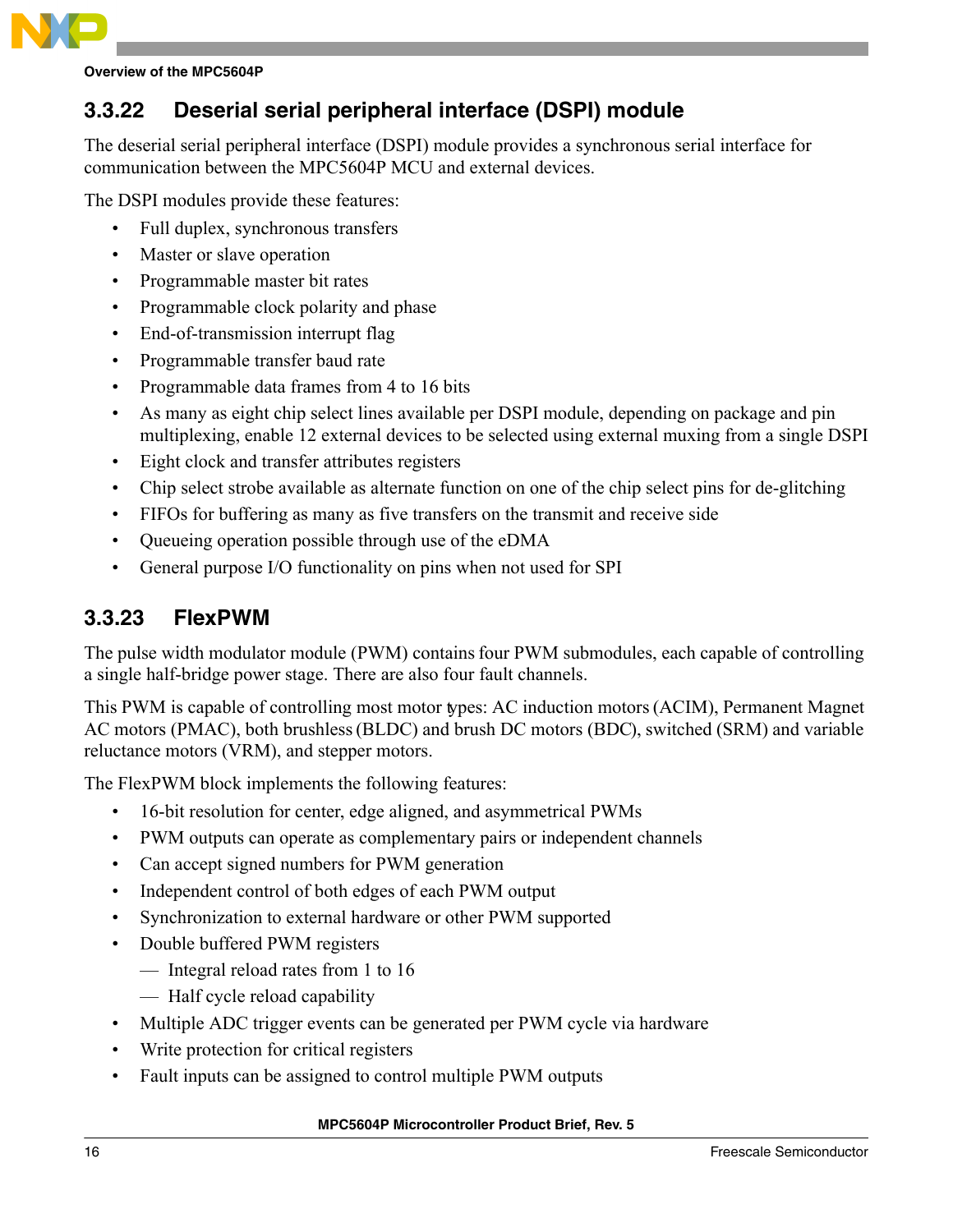### 3.3.22 Deserial serial peripheral interface (DSPI) module

The deserial serial peripheral interface (DSPI) module provides a synchronous serial interface for communication between the MPC5604P MCU and external devices.

The DSPI modules provide these features:

- Full duplex, synchronous transfers
- Master or slave operation
- Programmable master bit rates
- Programmable clock polarity and phase
- End-of-transmission interrupt flag
- Programmable transfer baud rate
- Programmable data frames from 4 to 16 bits
- As many as eight chip select lines available per DSPI module, depending on package and pin multiplexing, enable 12 external devices to be selected using external muxing from a single DSPI
- Eight clock and transfer attributes registers
- Chip select strobe available as alternate function on one of the chip select pins for de-glitching
- FIFOs for buffering as many as five transfers on the transmit and receive side
- Queueing operation possible through use of the eDMA
- General purpose I/O functionality on pins when not used for SPI

### 3.3.23 FlexPWM

The pulse width modulator module (PWM) contains four PWM submodules, each capable of controlling a single half-bridge power stage. There are also four fault channels.

This PWM is capable of controlling most motor types: AC induction motors (ACIM), Permanent Magnet AC motors (PMAC), both brushless (BLDC) and brush DC motors (BDC), switched (SRM) and variable reluctance motors (VRM), and stepper motors.

The FlexPWM block implements the following features:

- 16-bit resolution for center, edge aligned, and asymmetrical PWMs
- PWM outputs can operate as complementary pairs or independent channels
- Can accept signed numbers for PWM generation
- Independent control of both edges of each PWM output
- Synchronization to external hardware or other PWM supported
- Double buffered PWM registers
  - Integral reload rates from 1 to 16
  - Half cycle reload capability
- Multiple ADC trigger events can be generated per PWM cycle via hardware
- Write protection for critical registers
- Fault inputs can be assigned to control multiple PWM outputs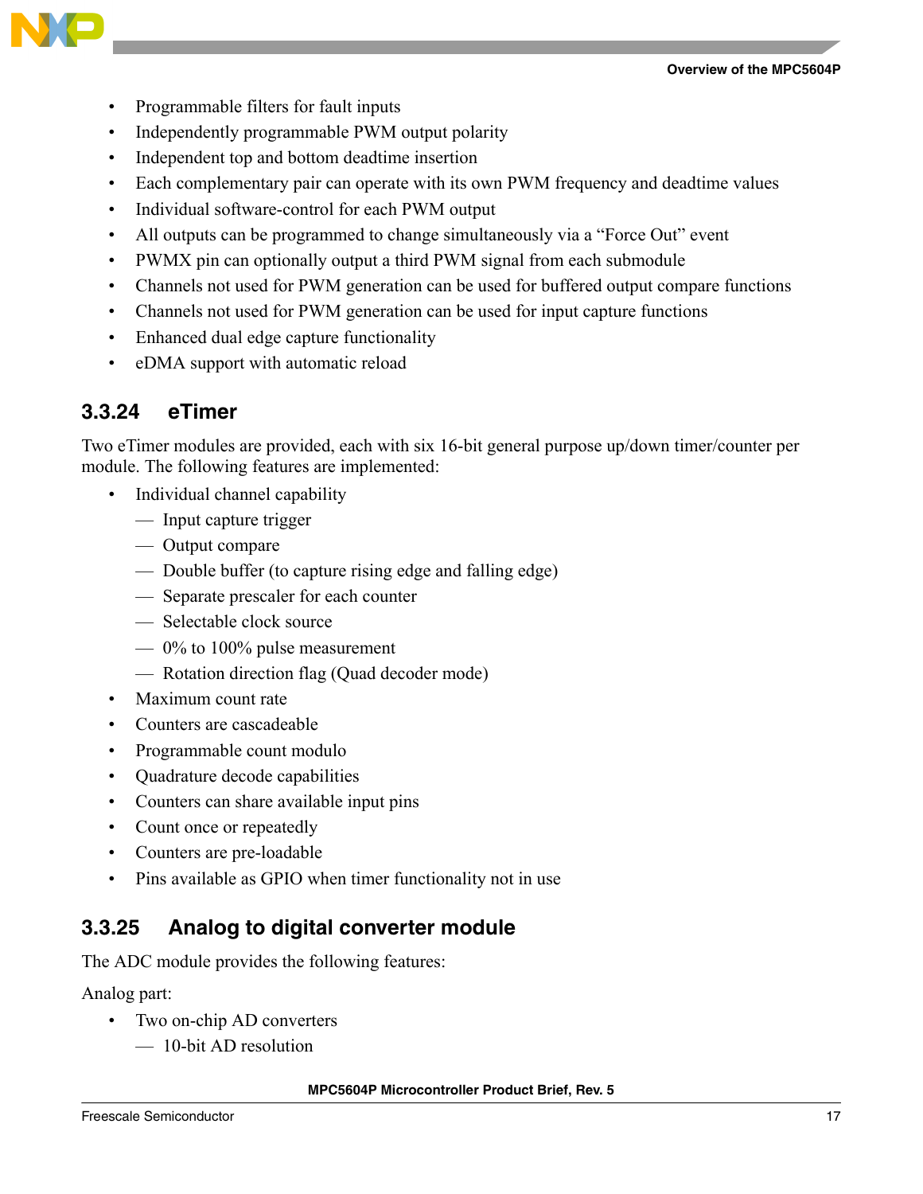- Programmable filters for fault inputs
- Independently programmable PWM output polarity
- Independent top and bottom deadtime insertion
- Each complementary pair can operate with its own PWM frequency and deadtime values
- Individual software-control for each PWM output
- All outputs can be programmed to change simultaneously via a "Force Out" event
- PWMX pin can optionally output a third PWM signal from each submodule
- Channels not used for PWM generation can be used for buffered output compare functions
- Channels not used for PWM generation can be used for input capture functions
- Enhanced dual edge capture functionality
- eDMA support with automatic reload

### 3.3.24 eTimer

Two eTimer modules are provided, each with six 16-bit general purpose up/down timer/counter per module. The following features are implemented:

- Individual channel capability
  - Input capture trigger
  - Output compare
  - Double buffer (to capture rising edge and falling edge)
  - Separate prescaler for each counter
  - Selectable clock source
  - 0% to 100% pulse measurement
  - Rotation direction flag (Quad decoder mode)
- Maximum count rate
- Counters are cascadeable
- Programmable count modulo
- Quadrature decode capabilities
- Counters can share available input pins
- Count once or repeatedly
- Counters are pre-loadable
- Pins available as GPIO when timer functionality not in use

### 3.3.25 Analog to digital converter module

The ADC module provides the following features:

Analog part:

- Two on-chip AD converters
  - 10-bit AD resolution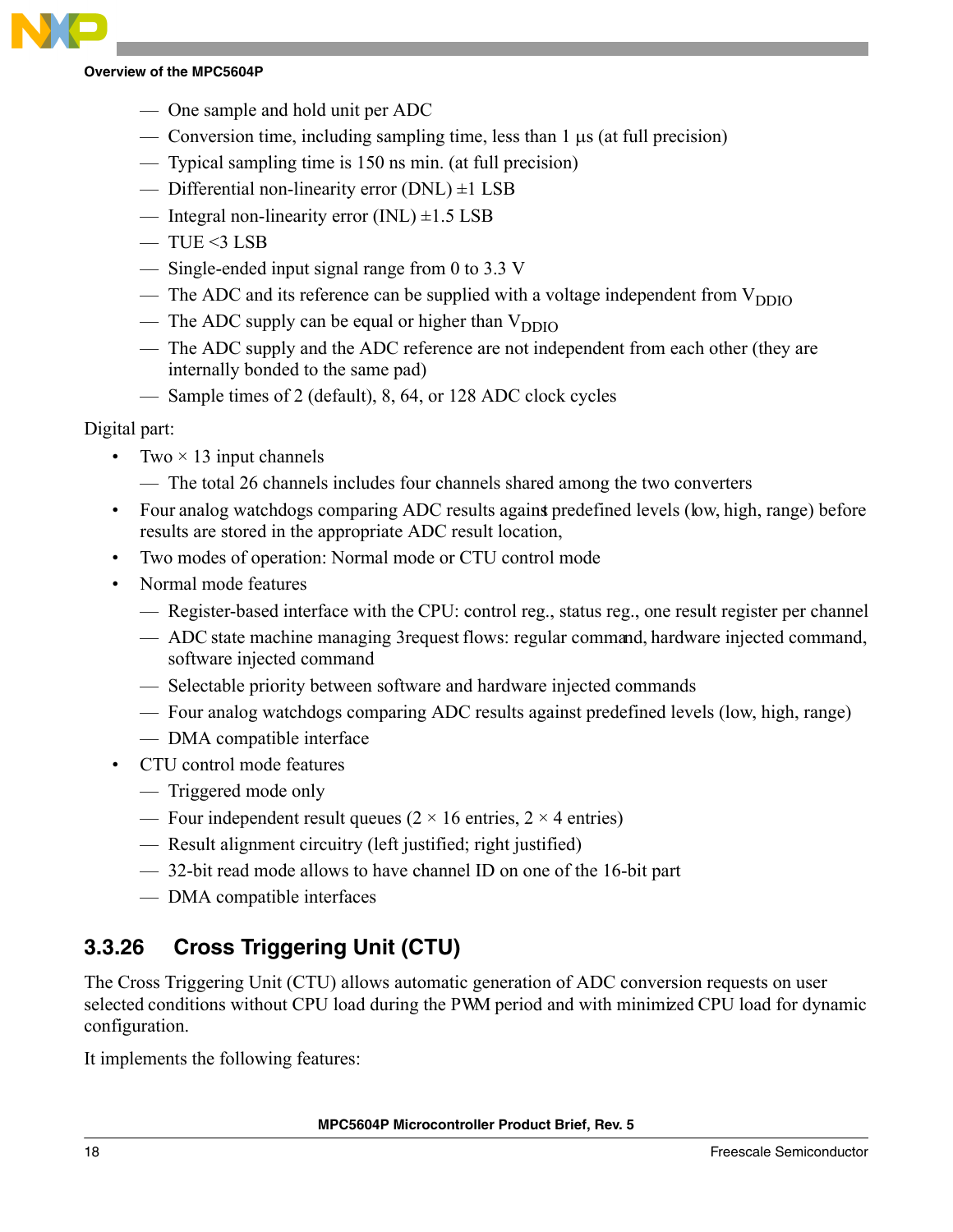- One sample and hold unit per ADC
- Conversion time, including sampling time, less than 1 µs (at full precision)
- Typical sampling time is 150 ns min. (at full precision)
- Differential non-linearity error (DNL) ±1 LSB
- Integral non-linearity error (INL) ±1.5 LSB
- TUE <3 LSB
- Single-ended input signal range from 0 to 3.3 V
- The ADC and its reference can be supplied with a voltage independent from $V_{DDIO}$
- The ADC supply can be equal or higher than $V_{DDIO}$
- The ADC supply and the ADC reference are not independent from each other (they are internally bonded to the same pad)
- Sample times of 2 (default), 8, 64, or 128 ADC clock cycles

Digital part:

- Two × 13 input channels
  - The total 26 channels includes four channels shared among the two converters
- Four analog watchdogs comparing ADC results against predefined levels (low, high, range) before results are stored in the appropriate ADC result location,
- Two modes of operation: Normal mode or CTU control mode
- Normal mode features
  - Register-based interface with the CPU: control reg., status reg., one result register per channel
  - ADC state machine managing 3request flows: regular command, hardware injected command, software injected command
  - Selectable priority between software and hardware injected commands
  - Four analog watchdogs comparing ADC results against predefined levels (low, high, range)
  - DMA compatible interface
- CTU control mode features
  - Triggered mode only
  - Four independent result queues (2 × 16 entries, 2 × 4 entries)
  - Result alignment circuitry (left justified; right justified)
  - 32-bit read mode allows to have channel ID on one of the 16-bit part
  - DMA compatible interfaces

### 3.3.26 Cross Triggering Unit (CTU)

The Cross Triggering Unit (CTU) allows automatic generation of ADC conversion requests on user selected conditions without CPU load during the PWM period and with minimized CPU load for dynamic configuration.

It implements the following features: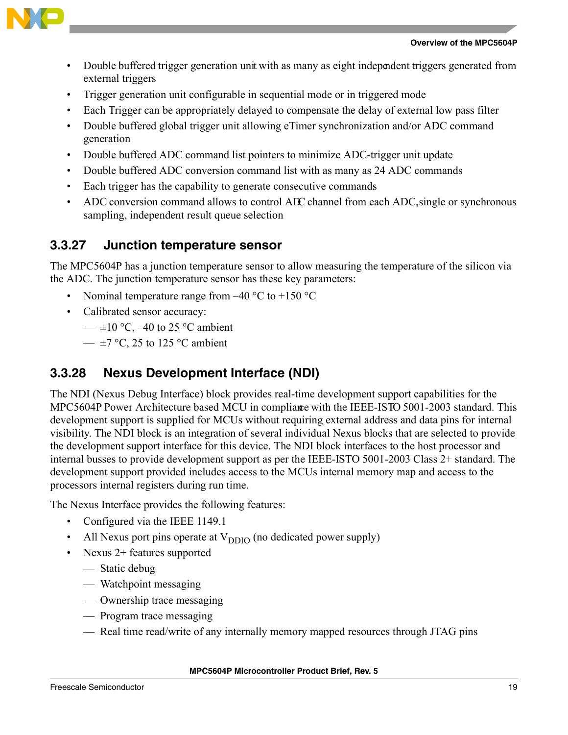- Double buffered trigger generation unit with as many as eight independent triggers generated from external triggers
- Trigger generation unit configurable in sequential mode or in triggered mode
- Each Trigger can be appropriately delayed to compensate the delay of external low pass filter
- Double buffered global trigger unit allowing eTimer synchronization and/or ADC command generation
- Double buffered ADC command list pointers to minimize ADC-trigger unit update
- Double buffered ADC conversion command list with as many as 24 ADC commands
- Each trigger has the capability to generate consecutive commands
- ADC conversion command allows to control ADC channel from each ADC,single or synchronous sampling, independent result queue selection

### 3.3.27 Junction temperature sensor

The MPC5604P has a junction temperature sensor to allow measuring the temperature of the silicon via the ADC. The junction temperature sensor has these key parameters:

- Nominal temperature range from –40 °C to +150 °C
- Calibrated sensor accuracy:
  - ±10 °C, –40 to 25 °C ambient
  - ±7 °C, 25 to 125 °C ambient

### 3.3.28 Nexus Development Interface (NDI)

The NDI (Nexus Debug Interface) block provides real-time development support capabilities for the MPC5604P Power Architecture based MCU in compliance with the IEEE-ISTO 5001-2003 standard. This development support is supplied for MCUs without requiring external address and data pins for internal visibility. The NDI block is an integration of several individual Nexus blocks that are selected to provide the development support interface for this device. The NDI block interfaces to the host processor and internal busses to provide development support as per the IEEE-ISTO 5001-2003 Class 2+ standard. The development support provided includes access to the MCUs internal memory map and access to the processors internal registers during run time.

The Nexus Interface provides the following features:

- Configured via the IEEE 1149.1
- All Nexus port pins operate at $V_{DDIO}$ (no dedicated power supply)
- Nexus 2+ features supported
  - Static debug
  - Watchpoint messaging
  - Ownership trace messaging
  - Program trace messaging
  - Real time read/write of any internally memory mapped resources through JTAG pins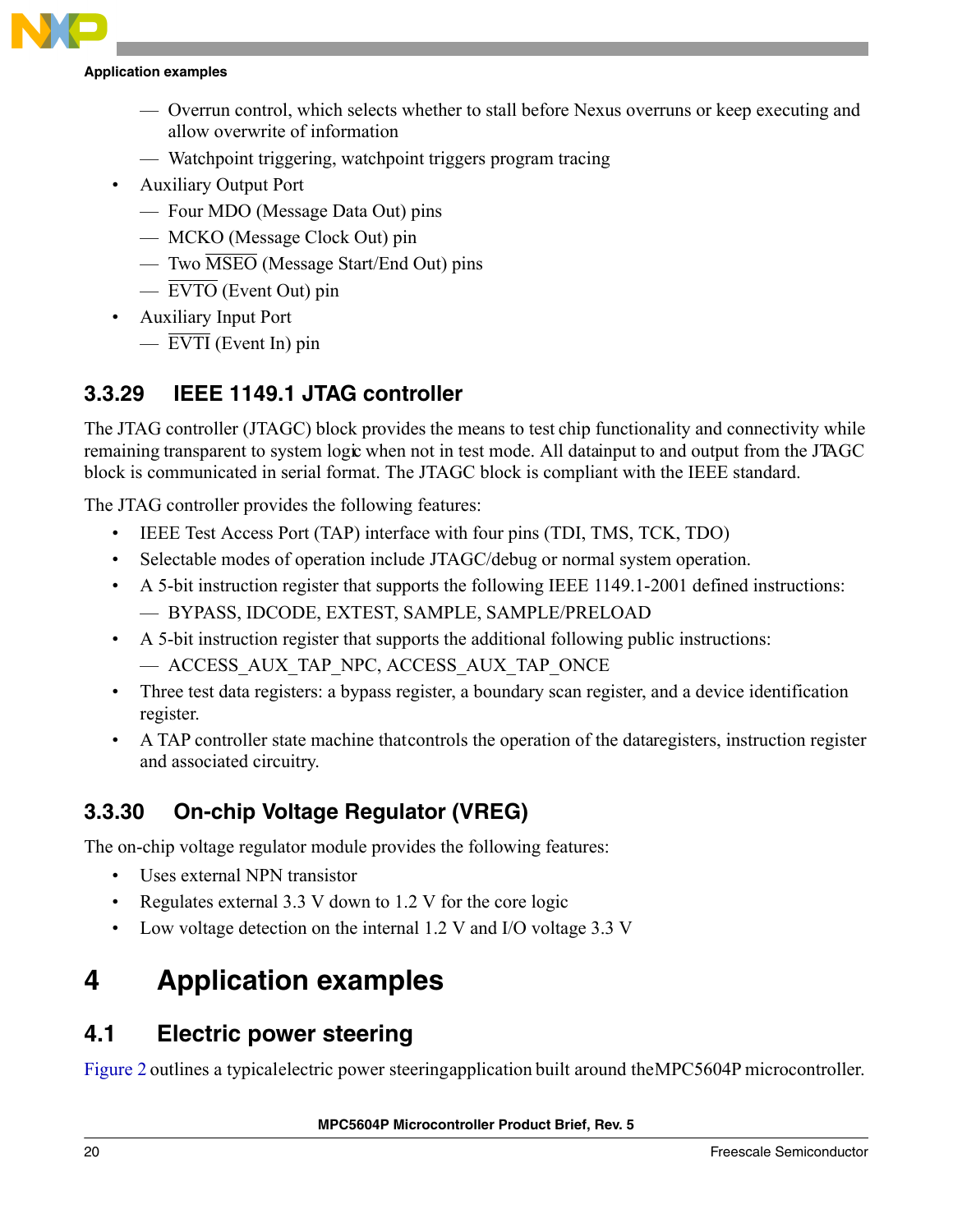- Overrun control, which selects whether to stall before Nexus overruns or keep executing and allow overwrite of information
  - Watchpoint triggering, watchpoint triggers program tracing
- Auxiliary Output Port
  - Four MDO (Message Data Out) pins
  - MCKO (Message Clock Out) pin
  - Two $\overline{\text{MSEO}}$ (Message Start/End Out) pins
  - $\overline{\text{EVTO}}$ (Event Out) pin
- Auxiliary Input Port
  - $\overline{\text{EVTI}}$ (Event In) pin

### 3.3.29 IEEE 1149.1 JTAG controller

The JTAG controller (JTAGC) block provides the means to test chip functionality and connectivity while remaining transparent to system logic when not in test mode. All data input to and output from the JTAGC block is communicated in serial format. The JTAGC block is compliant with the IEEE standard.

The JTAG controller provides the following features:

- IEEE Test Access Port (TAP) interface with four pins (TDI, TMS, TCK, TDO)
- Selectable modes of operation include JTAGC/debug or normal system operation.
- A 5-bit instruction register that supports the following IEEE 1149.1-2001 defined instructions:
  - BYPASS, IDCODE, EXTEST, SAMPLE, SAMPLE/PRELOAD
- A 5-bit instruction register that supports the additional following public instructions:
  - ACCESS_AUX_TAP_NPC, ACCESS_AUX_TAP_ONCE
- Three test data registers: a bypass register, a boundary scan register, and a device identification register.
- A TAP controller state machine that controls the operation of the data registers, instruction register and associated circuitry.

### 3.3.30 On-chip Voltage Regulator (VREG)

The on-chip voltage regulator module provides the following features:

- Uses external NPN transistor
- Regulates external 3.3 V down to 1.2 V for the core logic
- Low voltage detection on the internal 1.2 V and I/O voltage 3.3 V

# 4 Application examples

## 4.1 Electric power steering

Figure 2 outlines a typical electric power steering application built around the MPC5604P microcontroller.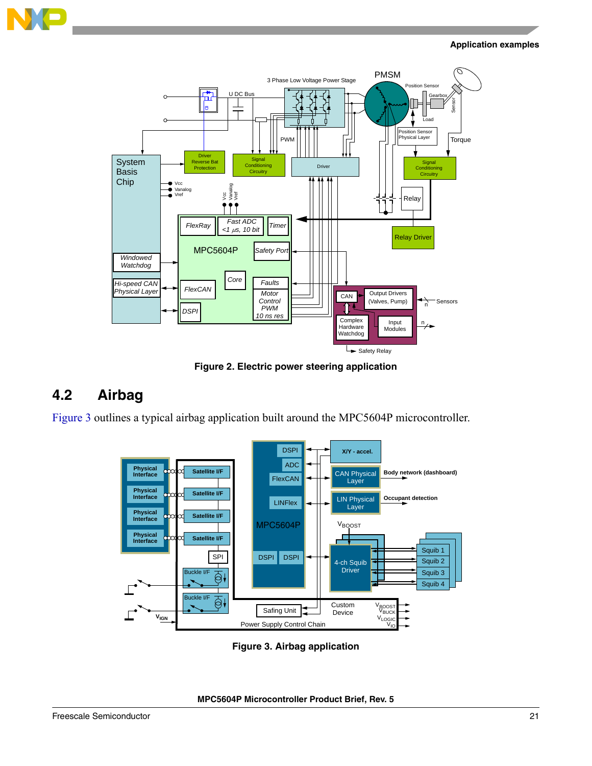Figure 2. Electric power steering application

## 4.2 Airbag

Figure 3 outlines a typical airbag application built around the MPC5604P microcontroller.

Figure 3. Airbag application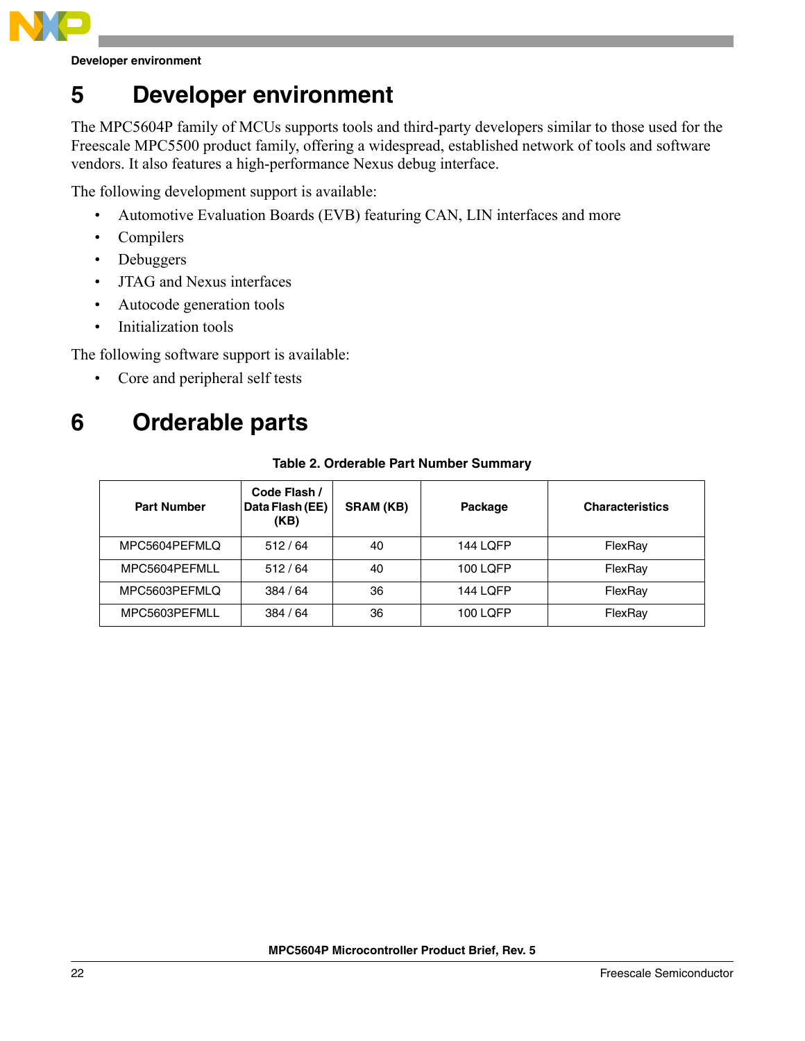# 5 Developer environment

The MPC5604P family of MCUs supports tools and third-party developers similar to those used for the Freescale MPC5500 product family, offering a widespread, established network of tools and software vendors. It also features a high-performance Nexus debug interface.

The following development support is available:

- Automotive Evaluation Boards (EVB) featuring CAN, LIN interfaces and more
- Compilers
- Debuggers
- JTAG and Nexus interfaces
- Autocode generation tools
- Initialization tools

The following software support is available:

- Core and peripheral self tests

# 6 Orderable parts

**Table 2. Orderable Part Number Summary**

| Part Number | Code Flash / Data Flash (EE) (KB) | SRAM (KB) | Package | Characteristics |
|---|---|---|---|---|
| MPC5604PEFMLQ | 512 / 64 | 40 | 144 LQFP | FlexRay |
| MPC5604PEFMLL | 512 / 64 | 40 | 100 LQFP | FlexRay |
| MPC5603PEFMLQ | 384 / 64 | 36 | 144 LQFP | FlexRay |
| MPC5603PEFMLL | 384 / 64 | 36 | 100 LQFP | FlexRay |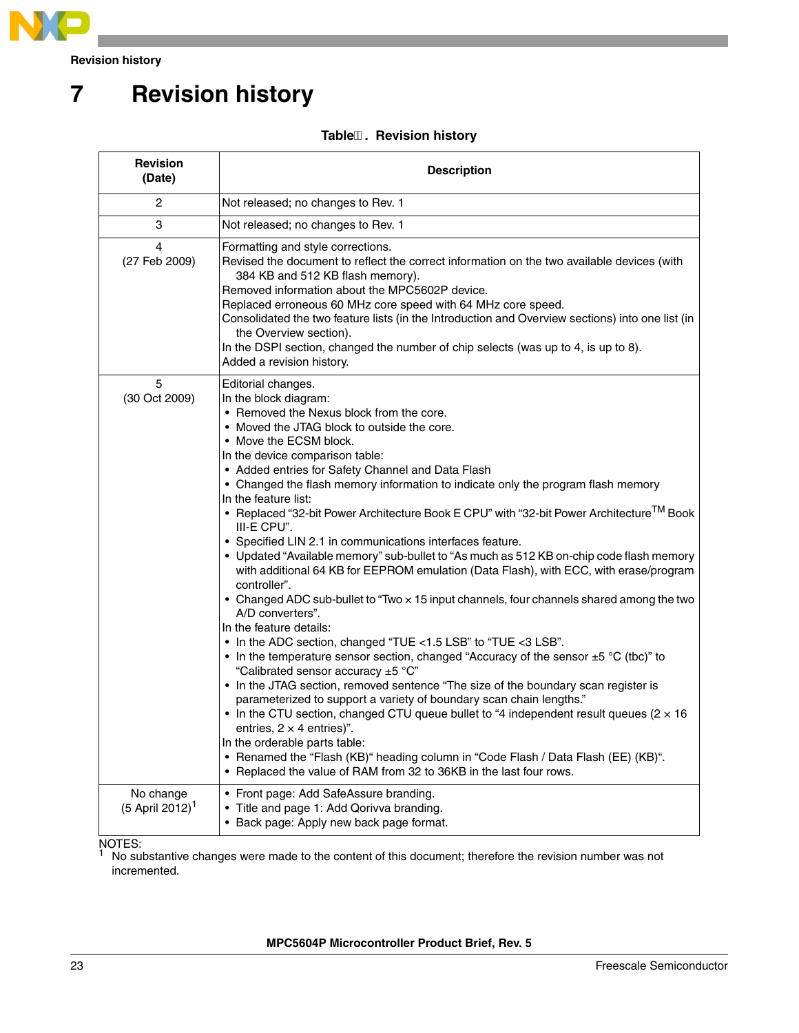# 7 Revision history

**Table . Revision history**

| Revision (Date) | Description |
|---|---|
| 2 | Not released; no changes to Rev. 1 |
| 3 | Not released; no changes to Rev. 1 |
| 4 (27 Feb 2009) | Formatting and style corrections.<br>Revised the document to reflect the correct information on the two available devices (with 384 KB and 512 KB flash memory).<br>Removed information about the MPC5602P device.<br>Replaced erroneous 60 MHz core speed with 64 MHz core speed.<br>Consolidated the two feature lists (in the Introduction and Overview sections) into one list (in the Overview section).<br>In the DSPI section, changed the number of chip selects (was up to 4, is up to 8).<br>Added a revision history. |
| 5 (30 Oct 2009) | Editorial changes.<br>In the block diagram:<br>• Removed the Nexus block from the core.<br>• Moved the JTAG block to outside the core.<br>• Move the ECSM block.<br>In the device comparison table:<br>• Added entries for Safety Channel and Data Flash<br>• Changed the flash memory information to indicate only the program flash memory<br>In the feature list:<br>• Replaced “32-bit Power Architecture Book E CPU” with “32-bit Power Architecture™ Book III-E CPU”.<br>• Specified LIN 2.1 in communications interfaces feature.<br>• Updated “Available memory” sub-bullet to “As much as 512 KB on-chip code flash memory with additional 64 KB for EEPROM emulation (Data Flash), with ECC, with erase/program controller”.<br>• Changed ADC sub-bullet to “Two × 15 input channels, four channels shared among the two A/D converters”.<br>In the feature details:<br>• In the ADC section, changed “TUE <1.5 LSB” to “TUE <3 LSB”.<br>• In the temperature sensor section, changed “Accuracy of the sensor ±5 °C (tbc)” to “Calibrated sensor accuracy ±5 °C”<br>• In the JTAG section, removed sentence “The size of the boundary scan register is parameterized to support a variety of boundary scan chain lengths.”<br>• In the CTU section, changed CTU queue bullet to “4 independent result queues (2 × 16 entries, 2 × 4 entries)”.<br>In the orderable parts table:<br>• Renamed the “Flash (KB)“ heading column in “Code Flash / Data Flash (EE) (KB)“.<br>• Replaced the value of RAM from 32 to 36KB in the last four rows. |
| No change (5 April 2012)[1] | • Front page: Add SafeAssure branding.<br>• Title and page 1: Add Qorivva branding.<br>• Back page: Apply new back page format. |

NOTES:
[1] No substantive changes were made to the content of this document; therefore the revision number was not incremented.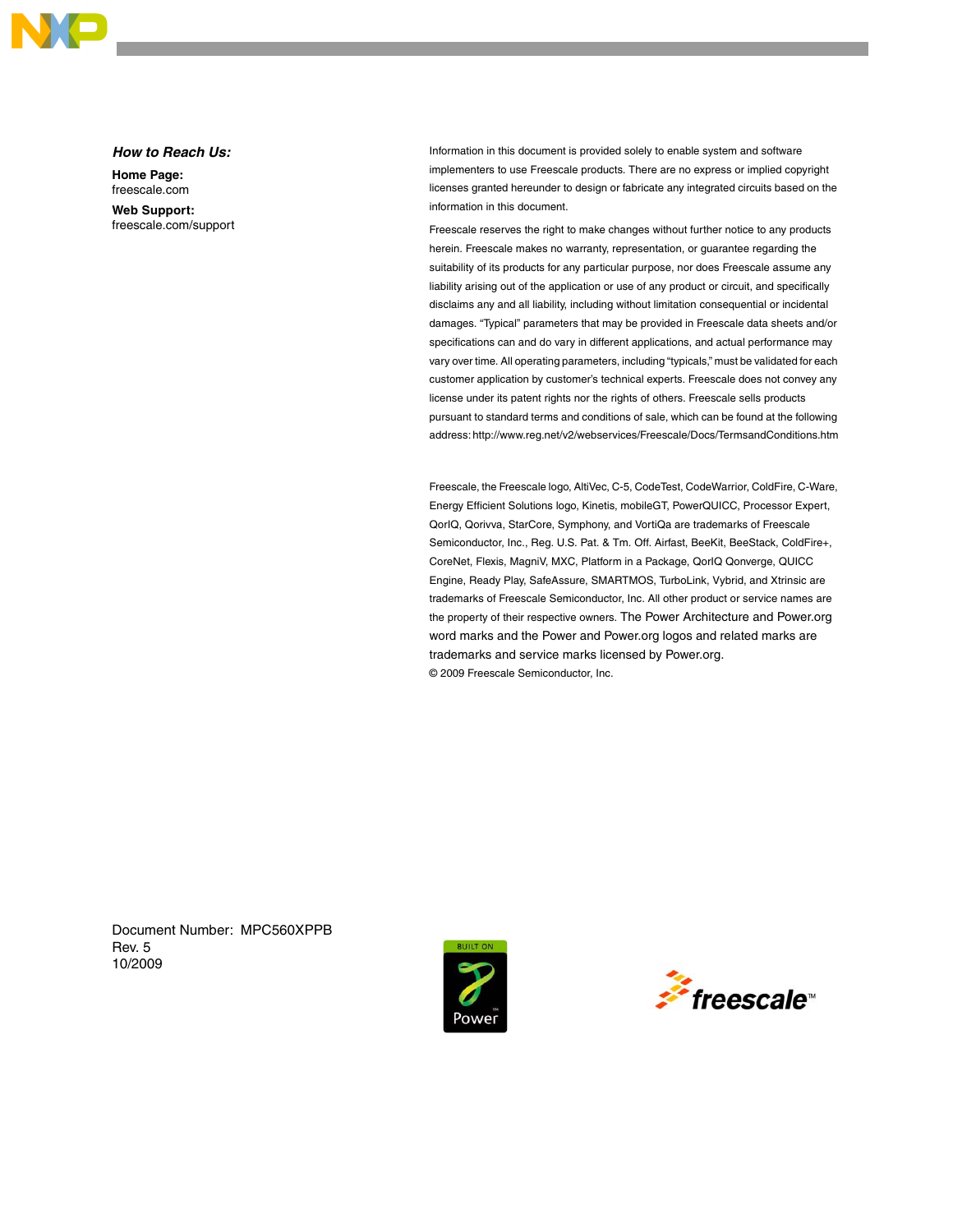*How to Reach Us:*

**Home Page:**
freescale.com

**Web Support:**
freescale.com/support

Information in this document is provided solely to enable system and software implementers to use Freescale products. There are no express or implied copyright licenses granted hereunder to design or fabricate any integrated circuits based on the information in this document.

Freescale reserves the right to make changes without further notice to any products herein. Freescale makes no warranty, representation, or guarantee regarding the suitability of its products for any particular purpose, nor does Freescale assume any liability arising out of the application or use of any product or circuit, and specifically disclaims any and all liability, including without limitation consequential or incidental damages. "Typical" parameters that may be provided in Freescale data sheets and/or specifications can and do vary in different applications, and actual performance may vary over time. All operating parameters, including "typicals," must be validated for each customer application by customer's technical experts. Freescale does not convey any license under its patent rights nor the rights of others. Freescale sells products pursuant to standard terms and conditions of sale, which can be found at the following address: http://www.reg.net/v2/webservices/Freescale/Docs/TermsandConditions.htm

Freescale, the Freescale logo, AltiVec, C-5, CodeTest, CodeWarrior, ColdFire, C-Ware, Energy Efficient Solutions logo, Kinetis, mobileGT, PowerQUICC, Processor Expert, QorIQ, Qorivva, StarCore, Symphony, and VortiQa are trademarks of Freescale Semiconductor, Inc., Reg. U.S. Pat. & Tm. Off. Airfast, BeeKit, BeeStack, ColdFire+, CoreNet, Flexis, MagniV, MXC, Platform in a Package, QorIQ Qonverge, QUICC Engine, Ready Play, SafeAssure, SMARTMOS, TurboLink, Vybrid, and Xtrinsic are trademarks of Freescale Semiconductor, Inc. All other product or service names are the property of their respective owners. The Power Architecture and Power.org word marks and the Power and Power.org logos and related marks are trademarks and service marks licensed by Power.org.
© 2009 Freescale Semiconductor, Inc.

Document Number: MPC560XPPB
Rev. 5
10/2009